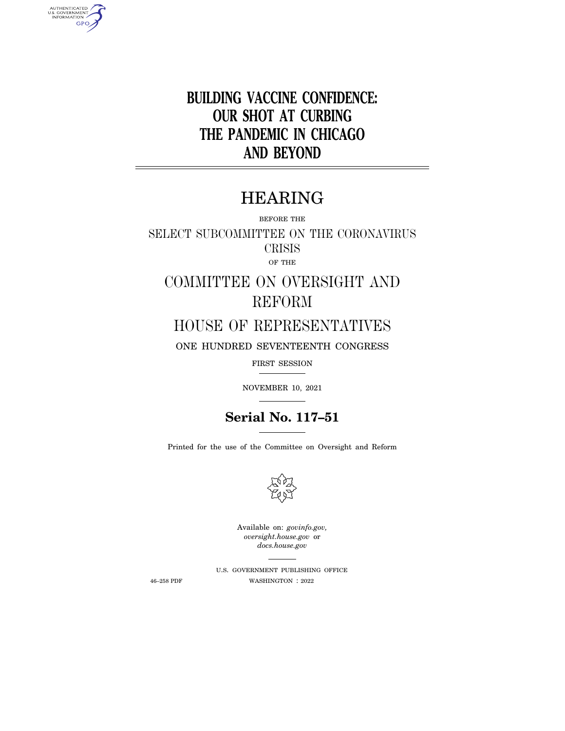# BUILDING VACCINE CONFIDENCE: OUR SHOT AT CURBING THE PANDEMIC IN CHICAGO AND BEYOND

---

# HEARING

BEFORE THE

SELECT SUBCOMMITTEE ON THE CORONAVIRUS CRISIS

OF THE

COMMITTEE ON OVERSIGHT AND REFORM

HOUSE OF REPRESENTATIVES

ONE HUNDRED SEVENTEENTH CONGRESS

FIRST SESSION

---

NOVEMBER 10, 2021

---

**Serial No. 117–51**

---

Printed for the use of the Committee on Oversight and Reform

Available on: *govinfo.gov*, *oversight.house.gov* or *docs.house.gov*

---

U.S. GOVERNMENT PUBLISHING OFFICE

46–258 PDF WASHINGTON : 2022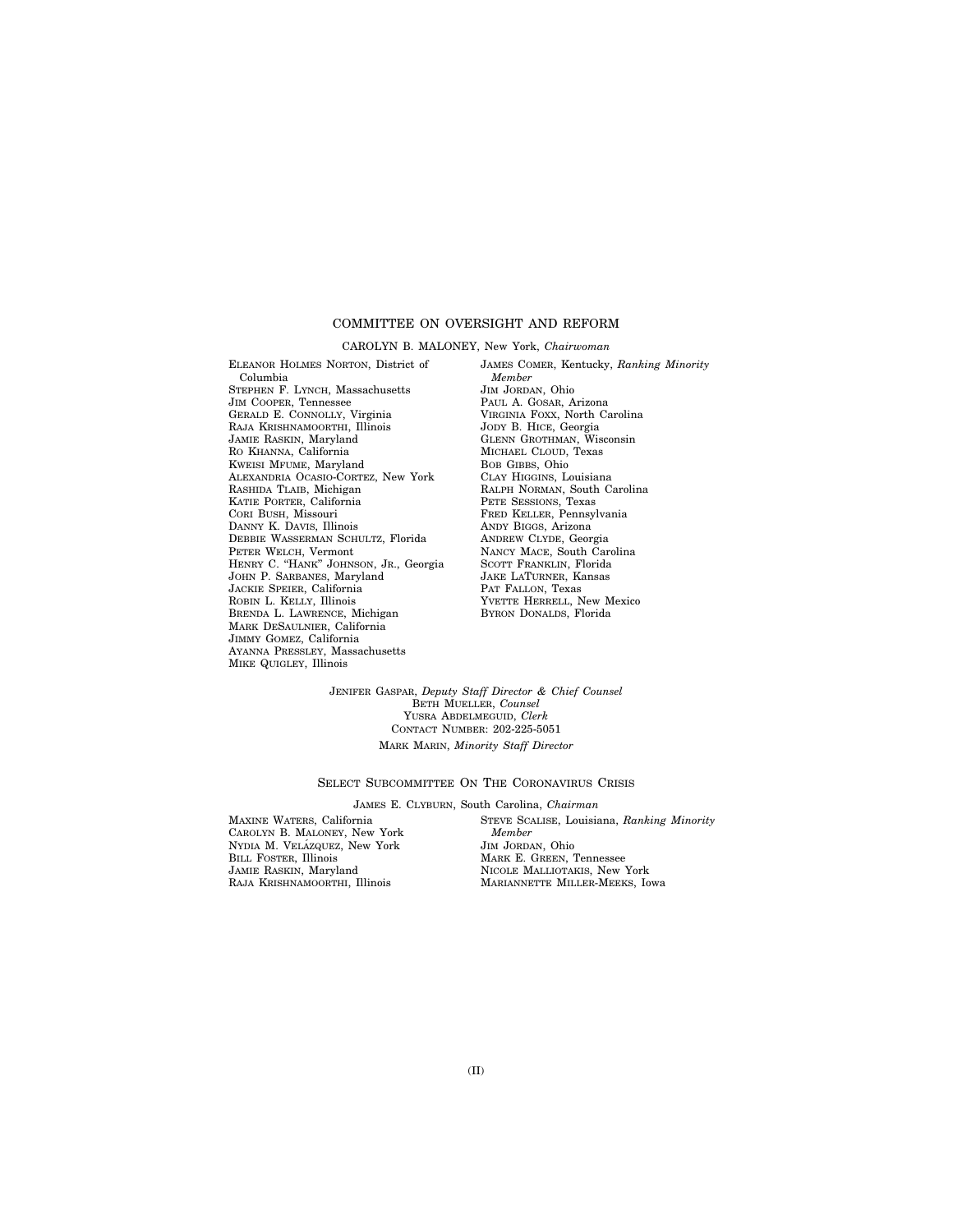## COMMITTEE ON OVERSIGHT AND REFORM

CAROLYN B. MALONEY, New York, *Chairwoman*

ELEANOR HOLMES NORTON, District of Columbia
STEPHEN F. LYNCH, Massachusetts
JIM COOPER, Tennessee
GERALD E. CONNOLLY, Virginia
RAJA KRISHNAMOORTHI, Illinois
JAMIE RASKIN, Maryland
RO KHANNA, California
KWEISI MFUME, Maryland
ALEXANDRIA OCASIO-CORTEZ, New York
RASHIDA TLAIB, Michigan
KATIE PORTER, California
CORI BUSH, Missouri
DANNY K. DAVIS, Illinois
DEBBIE WASSERMAN SCHULTZ, Florida
PETER WELCH, Vermont
HENRY C. "HANK" JOHNSON, JR., Georgia
JOHN P. SARBANES, Maryland
JACKIE SPEIER, California
ROBIN L. KELLY, Illinois
BRENDA L. LAWRENCE, Michigan
MARK DESAULNIER, California
JIMMY GOMEZ, California
AYANNA PRESSLEY, Massachusetts
MIKE QUIGLEY, Illinois

JAMES COMER, Kentucky, *Ranking Minority Member*
JIM JORDAN, Ohio
PAUL A. GOSAR, Arizona
VIRGINIA FOXX, North Carolina
JODY B. HICE, Georgia
GLENN GROTHMAN, Wisconsin
MICHAEL CLOUD, Texas
BOB GIBBS, Ohio
CLAY HIGGINS, Louisiana
RALPH NORMAN, South Carolina
PETE SESSIONS, Texas
FRED KELLER, Pennsylvania
ANDY BIGGS, Arizona
ANDREW CLYDE, Georgia
NANCY MACE, South Carolina
SCOTT FRANKLIN, Florida
JAKE LATURNER, Kansas
PAT FALLON, Texas
YVETTE HERRELL, New Mexico
BYRON DONALDS, Florida

JENIFER GASPAR, *Deputy Staff Director & Chief Counsel*
BETH MUELLER, *Counsel*
YUSRA ABDELMEGUID, *Clerk*
CONTACT NUMBER: 202-225-5051

MARK MARIN, *Minority Staff Director*

## SELECT SUBCOMMITTEE ON THE CORONAVIRUS CRISIS

JAMES E. CLYBURN, South Carolina, *Chairman*

MAXINE WATERS, California
CAROLYN B. MALONEY, New York
NYDIA M. VELÁZQUEZ, New York
BILL FOSTER, Illinois
JAMIE RASKIN, Maryland
RAJA KRISHNAMOORTHI, Illinois

STEVE SCALISE, Louisiana, *Ranking Minority Member*
JIM JORDAN, Ohio
MARK E. GREEN, Tennessee
NICOLE MALLIOTAKIS, New York
MARIANNETTE MILLER-MEEKS, Iowa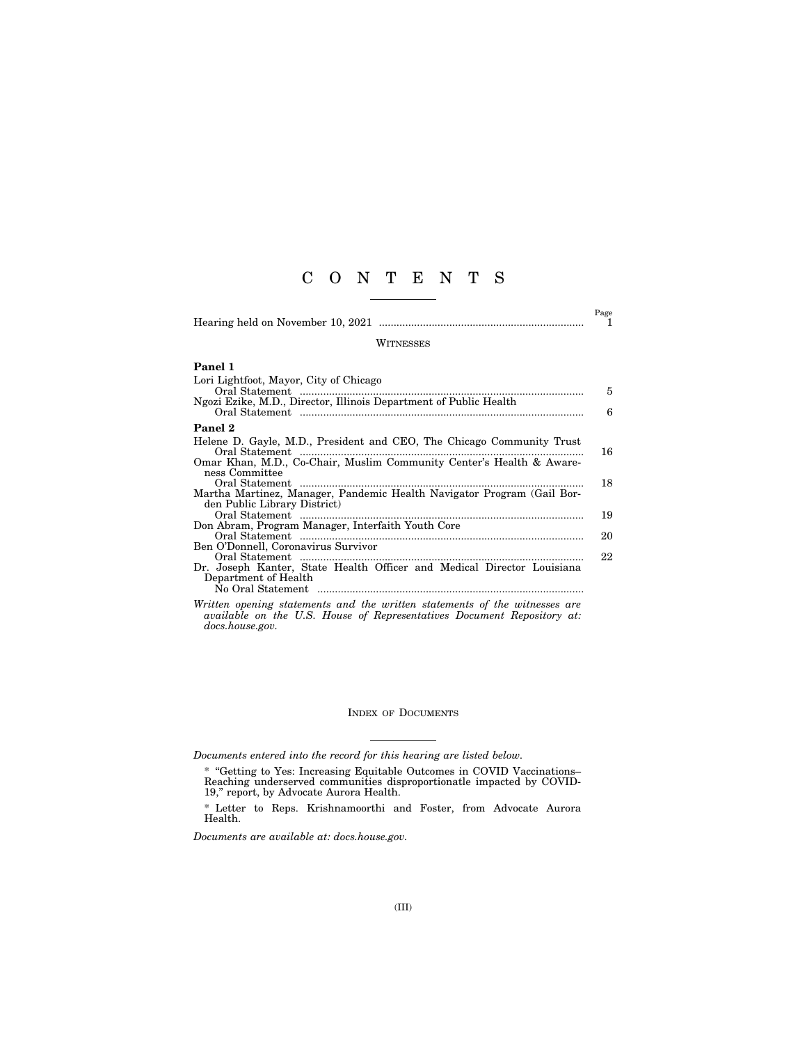# C O N T E N T S

| | Page |
|---|---|
| Hearing held on November 10, 2021 | 1 |

## WITNESSES

### Panel 1

| | |
|---|---|
| Lori Lightfoot, Mayor, City of Chicago | |
| Oral Statement | 5 |
| Ngozi Ezike, M.D., Director, Illinois Department of Public Health | |
| Oral Statement | 6 |

### Panel 2

| | |
|---|---|
| Helene D. Gayle, M.D., President and CEO, The Chicago Community Trust | |
| Oral Statement | 16 |
| Omar Khan, M.D., Co-Chair, Muslim Community Center's Health & Awareness Committee | |
| Oral Statement | 18 |
| Martha Martinez, Manager, Pandemic Health Navigator Program (Gail Borden Public Library District) | |
| Oral Statement | 19 |
| Don Abram, Program Manager, Interfaith Youth Core | |
| Oral Statement | 20 |
| Ben O'Donnell, Coronavirus Survivor | |
| Oral Statement | 22 |
| Dr. Joseph Kanter, State Health Officer and Medical Director Louisiana Department of Health | |
| No Oral Statement | |

*Written opening statements and the written statements of the witnesses are available on the U.S. House of Representatives Document Repository at: docs.house.gov.*

## INDEX OF DOCUMENTS

*Documents entered into the record for this hearing are listed below.*

\* "Getting to Yes: Increasing Equitable Outcomes in COVID Vaccinations–Reaching underserved communities disproportionatle impacted by COVID-19," report, by Advocate Aurora Health.

\* Letter to Reps. Krishnamoorthi and Foster, from Advocate Aurora Health.

*Documents are available at: docs.house.gov.*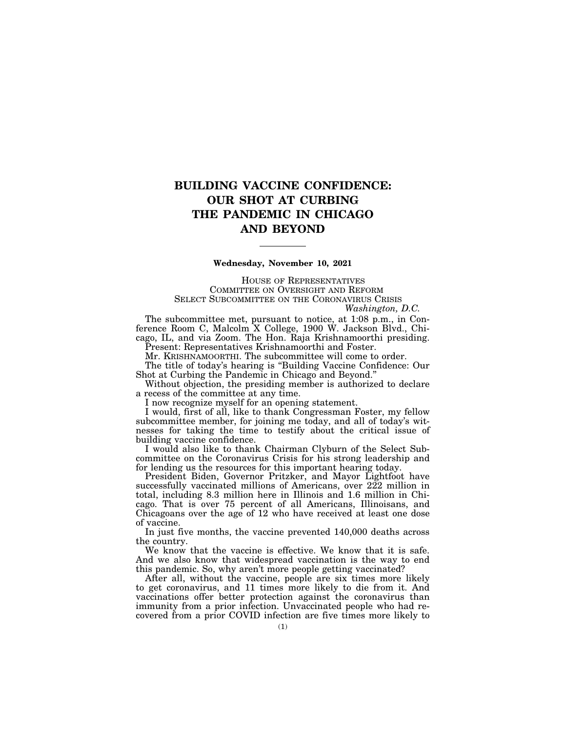# BUILDING VACCINE CONFIDENCE: OUR SHOT AT CURBING THE PANDEMIC IN CHICAGO AND BEYOND

---

**Wednesday, November 10, 2021**

HOUSE OF REPRESENTATIVES
COMMITTEE ON OVERSIGHT AND REFORM
SELECT SUBCOMMITTEE ON THE CORONAVIRUS CRISIS
*Washington, D.C.*

The subcommittee met, pursuant to notice, at 1:08 p.m., in Conference Room C, Malcolm X College, 1900 W. Jackson Blvd., Chicago, IL, and via Zoom. The Hon. Raja Krishnamoorthi presiding.

Present: Representatives Krishnamoorthi and Foster.

Mr. KRISHNAMOORTHI. The subcommittee will come to order.

The title of today's hearing is "Building Vaccine Confidence: Our Shot at Curbing the Pandemic in Chicago and Beyond."

Without objection, the presiding member is authorized to declare a recess of the committee at any time.

I now recognize myself for an opening statement.

I would, first of all, like to thank Congressman Foster, my fellow subcommittee member, for joining me today, and all of today's witnesses for taking the time to testify about the critical issue of building vaccine confidence.

I would also like to thank Chairman Clyburn of the Select Subcommittee on the Coronavirus Crisis for his strong leadership and for lending us the resources for this important hearing today.

President Biden, Governor Pritzker, and Mayor Lightfoot have successfully vaccinated millions of Americans, over 222 million in total, including 8.3 million here in Illinois and 1.6 million in Chicago. That is over 75 percent of all Americans, Illinoisans, and Chicagoans over the age of 12 who have received at least one dose of vaccine.

In just five months, the vaccine prevented 140,000 deaths across the country.

We know that the vaccine is effective. We know that it is safe. And we also know that widespread vaccination is the way to end this pandemic. So, why aren't more people getting vaccinated?

After all, without the vaccine, people are six times more likely to get coronavirus, and 11 times more likely to die from it. And vaccinations offer better protection against the coronavirus than immunity from a prior infection. Unvaccinated people who had recovered from a prior COVID infection are five times more likely to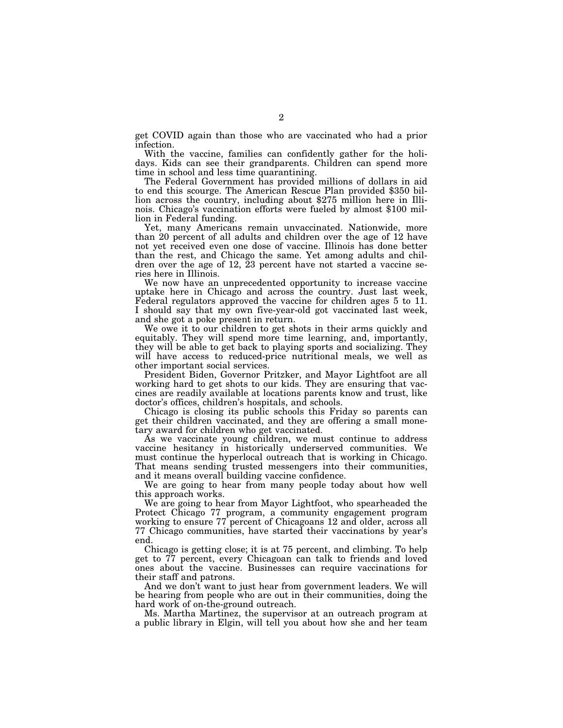get COVID again than those who are vaccinated who had a prior infection.

With the vaccine, families can confidently gather for the holidays. Kids can see their grandparents. Children can spend more time in school and less time quarantining.

The Federal Government has provided millions of dollars in aid to end this scourge. The American Rescue Plan provided $350 billion across the country, including about $275 million here in Illinois. Chicago's vaccination efforts were fueled by almost $100 million in Federal funding.

Yet, many Americans remain unvaccinated. Nationwide, more than 20 percent of all adults and children over the age of 12 have not yet received even one dose of vaccine. Illinois has done better than the rest, and Chicago the same. Yet among adults and children over the age of 12, 23 percent have not started a vaccine series here in Illinois.

We now have an unprecedented opportunity to increase vaccine uptake here in Chicago and across the country. Just last week, Federal regulators approved the vaccine for children ages 5 to 11. I should say that my own five-year-old got vaccinated last week, and she got a poke present in return.

We owe it to our children to get shots in their arms quickly and equitably. They will spend more time learning, and, importantly, they will be able to get back to playing sports and socializing. They will have access to reduced-price nutritional meals, we well as other important social services.

President Biden, Governor Pritzker, and Mayor Lightfoot are all working hard to get shots to our kids. They are ensuring that vaccines are readily available at locations parents know and trust, like doctor's offices, children's hospitals, and schools.

Chicago is closing its public schools this Friday so parents can get their children vaccinated, and they are offering a small monetary award for children who get vaccinated.

As we vaccinate young children, we must continue to address vaccine hesitancy in historically underserved communities. We must continue the hyperlocal outreach that is working in Chicago. That means sending trusted messengers into their communities, and it means overall building vaccine confidence.

We are going to hear from many people today about how well this approach works.

We are going to hear from Mayor Lightfoot, who spearheaded the Protect Chicago 77 program, a community engagement program working to ensure 77 percent of Chicagoans 12 and older, across all 77 Chicago communities, have started their vaccinations by year's end.

Chicago is getting close; it is at 75 percent, and climbing. To help get to 77 percent, every Chicagoan can talk to friends and loved ones about the vaccine. Businesses can require vaccinations for their staff and patrons.

And we don't want to just hear from government leaders. We will be hearing from people who are out in their communities, doing the hard work of on-the-ground outreach.

Ms. Martha Martinez, the supervisor at an outreach program at a public library in Elgin, will tell you about how she and her team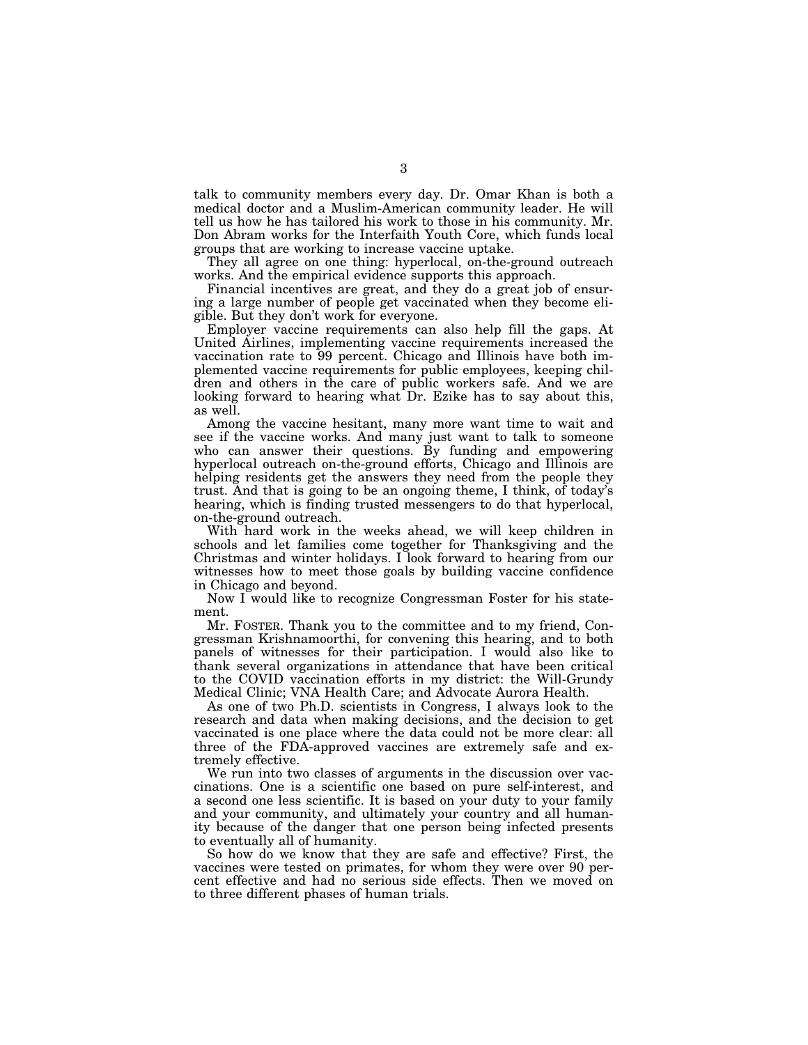talk to community members every day. Dr. Omar Khan is both a medical doctor and a Muslim-American community leader. He will tell us how he has tailored his work to those in his community. Mr. Don Abram works for the Interfaith Youth Core, which funds local groups that are working to increase vaccine uptake.

They all agree on one thing: hyperlocal, on-the-ground outreach works. And the empirical evidence supports this approach.

Financial incentives are great, and they do a great job of ensuring a large number of people get vaccinated when they become eligible. But they don't work for everyone.

Employer vaccine requirements can also help fill the gaps. At United Airlines, implementing vaccine requirements increased the vaccination rate to 99 percent. Chicago and Illinois have both implemented vaccine requirements for public employees, keeping children and others in the care of public workers safe. And we are looking forward to hearing what Dr. Ezike has to say about this, as well.

Among the vaccine hesitant, many more want time to wait and see if the vaccine works. And many just want to talk to someone who can answer their questions. By funding and empowering hyperlocal outreach on-the-ground efforts, Chicago and Illinois are helping residents get the answers they need from the people they trust. And that is going to be an ongoing theme, I think, of today's hearing, which is finding trusted messengers to do that hyperlocal, on-the-ground outreach.

With hard work in the weeks ahead, we will keep children in schools and let families come together for Thanksgiving and the Christmas and winter holidays. I look forward to hearing from our witnesses how to meet those goals by building vaccine confidence in Chicago and beyond.

Now I would like to recognize Congressman Foster for his statement.

Mr. FOSTER. Thank you to the committee and to my friend, Congressman Krishnamoorthi, for convening this hearing, and to both panels of witnesses for their participation. I would also like to thank several organizations in attendance that have been critical to the COVID vaccination efforts in my district: the Will-Grundy Medical Clinic; VNA Health Care; and Advocate Aurora Health.

As one of two Ph.D. scientists in Congress, I always look to the research and data when making decisions, and the decision to get vaccinated is one place where the data could not be more clear: all three of the FDA-approved vaccines are extremely safe and extremely effective.

We run into two classes of arguments in the discussion over vaccinations. One is a scientific one based on pure self-interest, and a second one less scientific. It is based on your duty to your family and your community, and ultimately your country and all humanity because of the danger that one person being infected presents to eventually all of humanity.

So how do we know that they are safe and effective? First, the vaccines were tested on primates, for whom they were over 90 percent effective and had no serious side effects. Then we moved on to three different phases of human trials.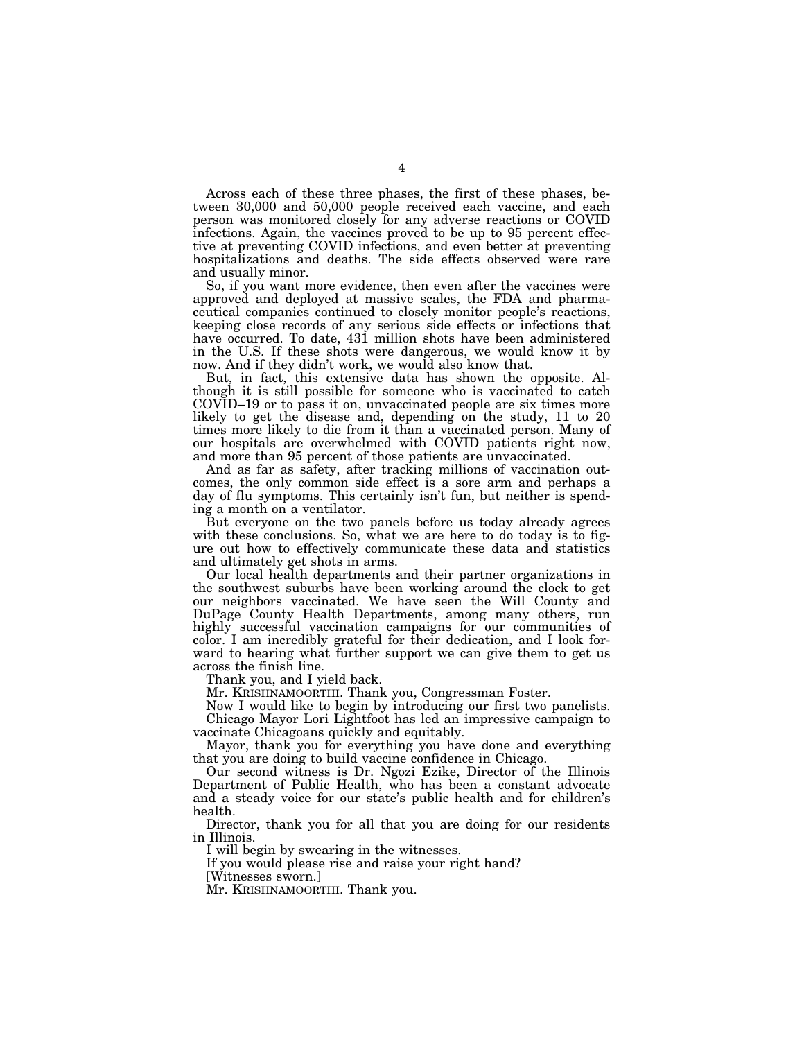Across each of these three phases, the first of these phases, between 30,000 and 50,000 people received each vaccine, and each person was monitored closely for any adverse reactions or COVID infections. Again, the vaccines proved to be up to 95 percent effective at preventing COVID infections, and even better at preventing hospitalizations and deaths. The side effects observed were rare and usually minor.

So, if you want more evidence, then even after the vaccines were approved and deployed at massive scales, the FDA and pharmaceutical companies continued to closely monitor people's reactions, keeping close records of any serious side effects or infections that have occurred. To date, 431 million shots have been administered in the U.S. If these shots were dangerous, we would know it by now. And if they didn't work, we would also know that.

But, in fact, this extensive data has shown the opposite. Although it is still possible for someone who is vaccinated to catch COVID–19 or to pass it on, unvaccinated people are six times more likely to get the disease and, depending on the study, 11 to 20 times more likely to die from it than a vaccinated person. Many of our hospitals are overwhelmed with COVID patients right now, and more than 95 percent of those patients are unvaccinated.

And as far as safety, after tracking millions of vaccination outcomes, the only common side effect is a sore arm and perhaps a day of flu symptoms. This certainly isn't fun, but neither is spending a month on a ventilator.

But everyone on the two panels before us today already agrees with these conclusions. So, what we are here to do today is to figure out how to effectively communicate these data and statistics and ultimately get shots in arms.

Our local health departments and their partner organizations in the southwest suburbs have been working around the clock to get our neighbors vaccinated. We have seen the Will County and DuPage County Health Departments, among many others, run highly successful vaccination campaigns for our communities of color. I am incredibly grateful for their dedication, and I look forward to hearing what further support we can give them to get us across the finish line.

Thank you, and I yield back.

Mr. KRISHNAMOORTHI. Thank you, Congressman Foster.

Now I would like to begin by introducing our first two panelists.

Chicago Mayor Lori Lightfoot has led an impressive campaign to vaccinate Chicagoans quickly and equitably.

Mayor, thank you for everything you have done and everything that you are doing to build vaccine confidence in Chicago.

Our second witness is Dr. Ngozi Ezike, Director of the Illinois Department of Public Health, who has been a constant advocate and a steady voice for our state's public health and for children's health.

Director, thank you for all that you are doing for our residents in Illinois.

I will begin by swearing in the witnesses.

If you would please rise and raise your right hand?

[Witnesses sworn.]

Mr. KRISHNAMOORTHI. Thank you.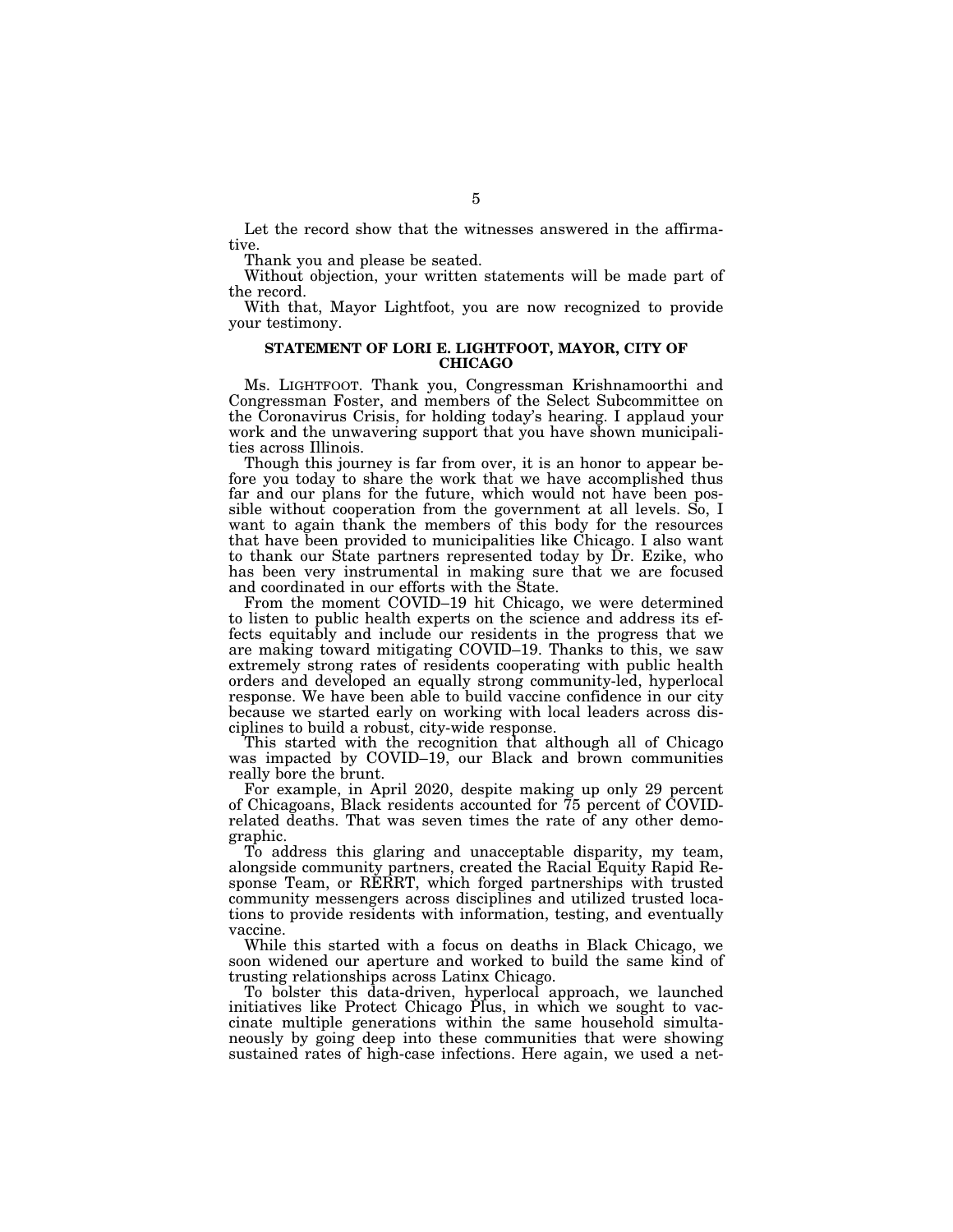Let the record show that the witnesses answered in the affirmative.

Thank you and please be seated.

Without objection, your written statements will be made part of the record.

With that, Mayor Lightfoot, you are now recognized to provide your testimony.

## STATEMENT OF LORI E. LIGHTFOOT, MAYOR, CITY OF CHICAGO

Ms. LIGHTFOOT. Thank you, Congressman Krishnamoorthi and Congressman Foster, and members of the Select Subcommittee on the Coronavirus Crisis, for holding today's hearing. I applaud your work and the unwavering support that you have shown municipalities across Illinois.

Though this journey is far from over, it is an honor to appear before you today to share the work that we have accomplished thus far and our plans for the future, which would not have been possible without cooperation from the government at all levels. So, I want to again thank the members of this body for the resources that have been provided to municipalities like Chicago. I also want to thank our State partners represented today by Dr. Ezike, who has been very instrumental in making sure that we are focused and coordinated in our efforts with the State.

From the moment COVID–19 hit Chicago, we were determined to listen to public health experts on the science and address its effects equitably and include our residents in the progress that we are making toward mitigating COVID–19. Thanks to this, we saw extremely strong rates of residents cooperating with public health orders and developed an equally strong community-led, hyperlocal response. We have been able to build vaccine confidence in our city because we started early on working with local leaders across disciplines to build a robust, city-wide response.

This started with the recognition that although all of Chicago was impacted by COVID–19, our Black and brown communities really bore the brunt.

For example, in April 2020, despite making up only 29 percent of Chicagoans, Black residents accounted for 75 percent of COVID-related deaths. That was seven times the rate of any other demographic.

To address this glaring and unacceptable disparity, my team, alongside community partners, created the Racial Equity Rapid Response Team, or RERRT, which forged partnerships with trusted community messengers across disciplines and utilized trusted locations to provide residents with information, testing, and eventually vaccine.

While this started with a focus on deaths in Black Chicago, we soon widened our aperture and worked to build the same kind of trusting relationships across Latinx Chicago.

To bolster this data-driven, hyperlocal approach, we launched initiatives like Protect Chicago Plus, in which we sought to vaccinate multiple generations within the same household simultaneously by going deep into these communities that were showing sustained rates of high-case infections. Here again, we used a net-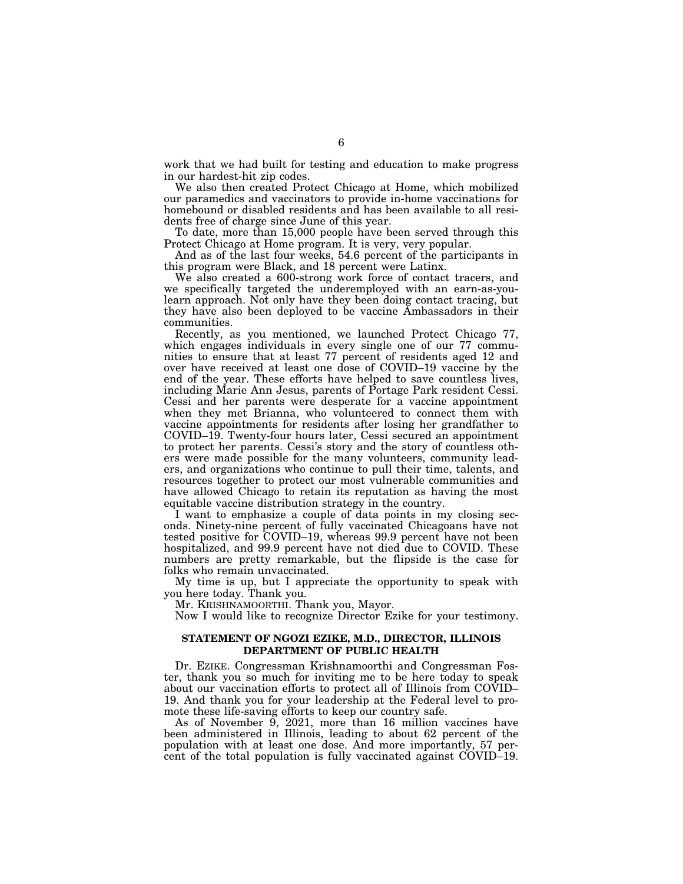work that we had built for testing and education to make progress in our hardest-hit zip codes.

We also then created Protect Chicago at Home, which mobilized our paramedics and vaccinators to provide in-home vaccinations for homebound or disabled residents and has been available to all residents free of charge since June of this year.

To date, more than 15,000 people have been served through this Protect Chicago at Home program. It is very, very popular.

And as of the last four weeks, 54.6 percent of the participants in this program were Black, and 18 percent were Latinx.

We also created a 600-strong work force of contact tracers, and we specifically targeted the underemployed with an earn-as-you-learn approach. Not only have they been doing contact tracing, but they have also been deployed to be vaccine Ambassadors in their communities.

Recently, as you mentioned, we launched Protect Chicago 77, which engages individuals in every single one of our 77 communities to ensure that at least 77 percent of residents aged 12 and over have received at least one dose of COVID–19 vaccine by the end of the year. These efforts have helped to save countless lives, including Marie Ann Jesus, parents of Portage Park resident Cessi. Cessi and her parents were desperate for a vaccine appointment when they met Brianna, who volunteered to connect them with vaccine appointments for residents after losing her grandfather to COVID–19. Twenty-four hours later, Cessi secured an appointment to protect her parents. Cessi's story and the story of countless others were made possible for the many volunteers, community leaders, and organizations who continue to pull their time, talents, and resources together to protect our most vulnerable communities and have allowed Chicago to retain its reputation as having the most equitable vaccine distribution strategy in the country.

I want to emphasize a couple of data points in my closing seconds. Ninety-nine percent of fully vaccinated Chicagoans have not tested positive for COVID–19, whereas 99.9 percent have not been hospitalized, and 99.9 percent have not died due to COVID. These numbers are pretty remarkable, but the flipside is the case for folks who remain unvaccinated.

My time is up, but I appreciate the opportunity to speak with you here today. Thank you.

Mr. KRISHNAMOORTHI. Thank you, Mayor.

Now I would like to recognize Director Ezike for your testimony.

## STATEMENT OF NGOZI EZIKE, M.D., DIRECTOR, ILLINOIS DEPARTMENT OF PUBLIC HEALTH

Dr. EZIKE. Congressman Krishnamoorthi and Congressman Foster, thank you so much for inviting me to be here today to speak about our vaccination efforts to protect all of Illinois from COVID–19. And thank you for your leadership at the Federal level to promote these life-saving efforts to keep our country safe.

As of November 9, 2021, more than 16 million vaccines have been administered in Illinois, leading to about 62 percent of the population with at least one dose. And more importantly, 57 percent of the total population is fully vaccinated against COVID–19.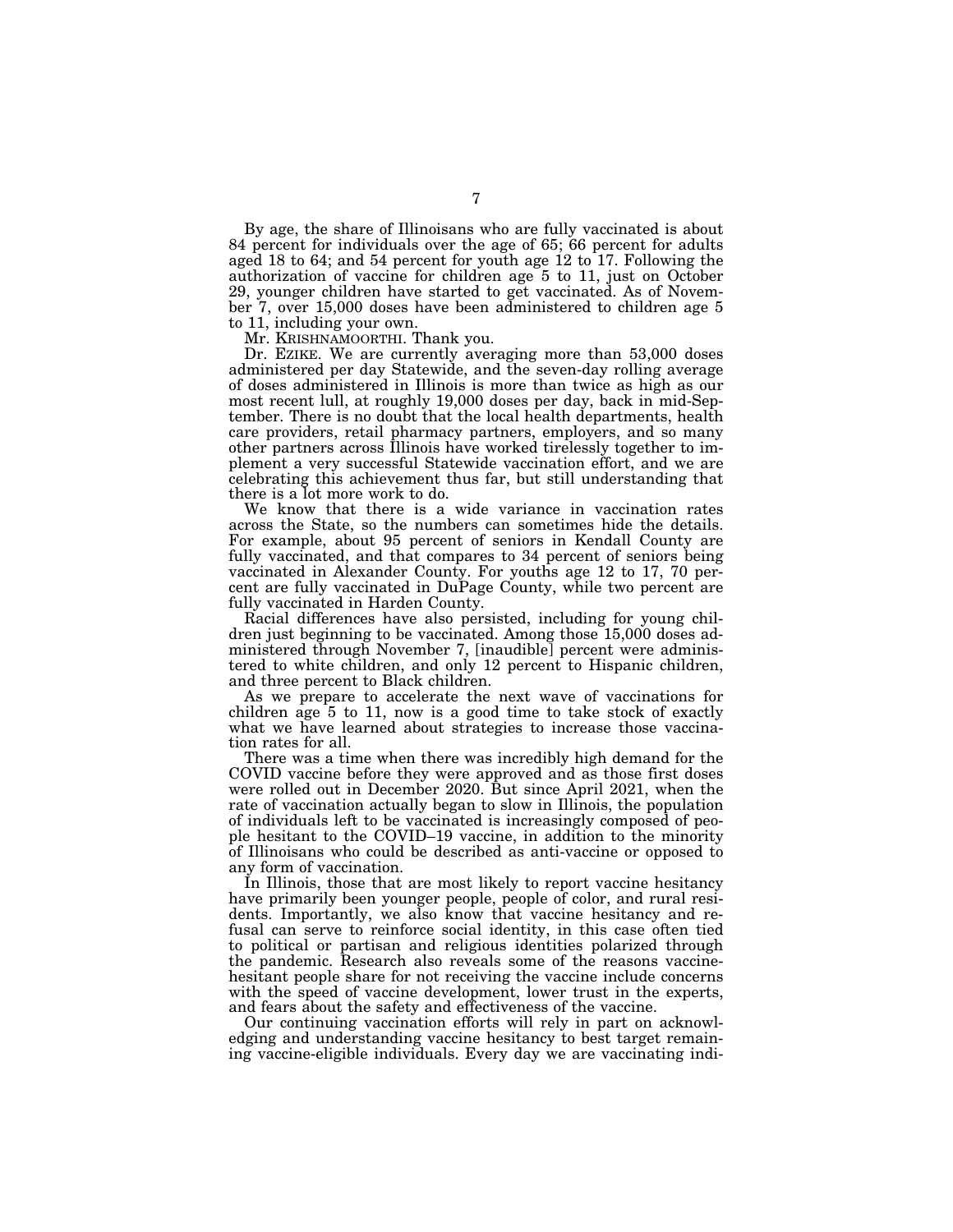By age, the share of Illinoisans who are fully vaccinated is about 84 percent for individuals over the age of 65; 66 percent for adults aged 18 to 64; and 54 percent for youth age 12 to 17. Following the authorization of vaccine for children age 5 to 11, just on October 29, younger children have started to get vaccinated. As of November 7, over 15,000 doses have been administered to children age 5 to 11, including your own.

Mr. KRISHNAMOORTHI. Thank you.

Dr. EZIKE. We are currently averaging more than 53,000 doses administered per day Statewide, and the seven-day rolling average of doses administered in Illinois is more than twice as high as our most recent lull, at roughly 19,000 doses per day, back in mid-September. There is no doubt that the local health departments, health care providers, retail pharmacy partners, employers, and so many other partners across Illinois have worked tirelessly together to implement a very successful Statewide vaccination effort, and we are celebrating this achievement thus far, but still understanding that there is a lot more work to do.

We know that there is a wide variance in vaccination rates across the State, so the numbers can sometimes hide the details. For example, about 95 percent of seniors in Kendall County are fully vaccinated, and that compares to 34 percent of seniors being vaccinated in Alexander County. For youths age 12 to 17, 70 percent are fully vaccinated in DuPage County, while two percent are fully vaccinated in Harden County.

Racial differences have also persisted, including for young children just beginning to be vaccinated. Among those 15,000 doses administered through November 7, [inaudible] percent were administered to white children, and only 12 percent to Hispanic children, and three percent to Black children.

As we prepare to accelerate the next wave of vaccinations for children age 5 to 11, now is a good time to take stock of exactly what we have learned about strategies to increase those vaccination rates for all.

There was a time when there was incredibly high demand for the COVID vaccine before they were approved and as those first doses were rolled out in December 2020. But since April 2021, when the rate of vaccination actually began to slow in Illinois, the population of individuals left to be vaccinated is increasingly composed of people hesitant to the COVID–19 vaccine, in addition to the minority of Illinoisans who could be described as anti-vaccine or opposed to any form of vaccination.

In Illinois, those that are most likely to report vaccine hesitancy have primarily been younger people, people of color, and rural residents. Importantly, we also know that vaccine hesitancy and refusal can serve to reinforce social identity, in this case often tied to political or partisan and religious identities polarized through the pandemic. Research also reveals some of the reasons vaccine-hesitant people share for not receiving the vaccine include concerns with the speed of vaccine development, lower trust in the experts, and fears about the safety and effectiveness of the vaccine.

Our continuing vaccination efforts will rely in part on acknowledging and understanding vaccine hesitancy to best target remaining vaccine-eligible individuals. Every day we are vaccinating indi-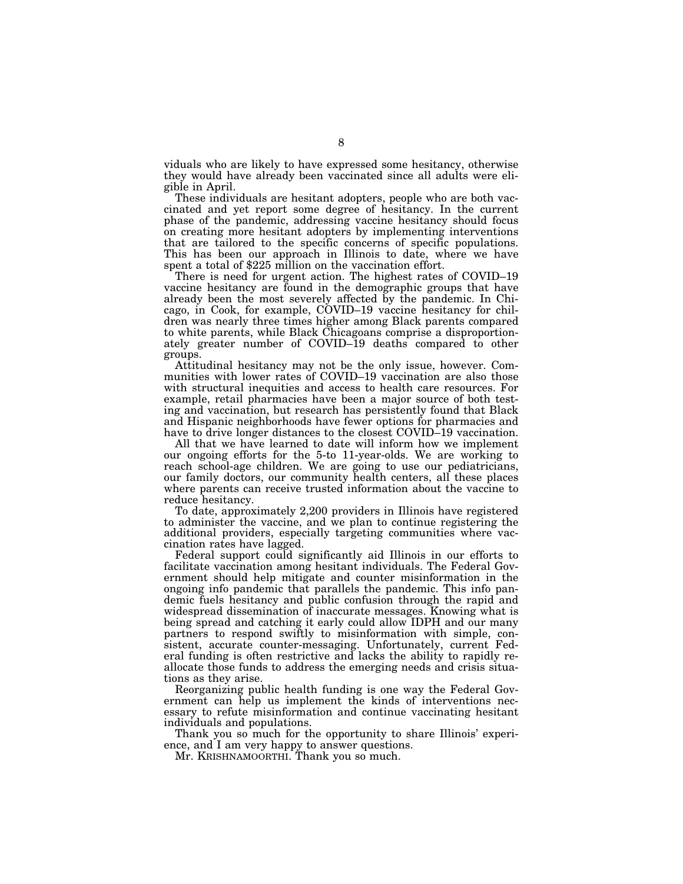viduals who are likely to have expressed some hesitancy, otherwise they would have already been vaccinated since all adults were eligible in April.

These individuals are hesitant adopters, people who are both vaccinated and yet report some degree of hesitancy. In the current phase of the pandemic, addressing vaccine hesitancy should focus on creating more hesitant adopters by implementing interventions that are tailored to the specific concerns of specific populations. This has been our approach in Illinois to date, where we have spent a total of $225 million on the vaccination effort.

There is need for urgent action. The highest rates of COVID–19 vaccine hesitancy are found in the demographic groups that have already been the most severely affected by the pandemic. In Chicago, in Cook, for example, COVID–19 vaccine hesitancy for children was nearly three times higher among Black parents compared to white parents, while Black Chicagoans comprise a disproportionately greater number of COVID–19 deaths compared to other groups.

Attitudinal hesitancy may not be the only issue, however. Communities with lower rates of COVID–19 vaccination are also those with structural inequities and access to health care resources. For example, retail pharmacies have been a major source of both testing and vaccination, but research has persistently found that Black and Hispanic neighborhoods have fewer options for pharmacies and have to drive longer distances to the closest COVID–19 vaccination.

All that we have learned to date will inform how we implement our ongoing efforts for the 5-to 11-year-olds. We are working to reach school-age children. We are going to use our pediatricians, our family doctors, our community health centers, all these places where parents can receive trusted information about the vaccine to reduce hesitancy.

To date, approximately 2,200 providers in Illinois have registered to administer the vaccine, and we plan to continue registering the additional providers, especially targeting communities where vaccination rates have lagged.

Federal support could significantly aid Illinois in our efforts to facilitate vaccination among hesitant individuals. The Federal Government should help mitigate and counter misinformation in the ongoing info pandemic that parallels the pandemic. This info pandemic fuels hesitancy and public confusion through the rapid and widespread dissemination of inaccurate messages. Knowing what is being spread and catching it early could allow IDPH and our many partners to respond swiftly to misinformation with simple, consistent, accurate counter-messaging. Unfortunately, current Federal funding is often restrictive and lacks the ability to rapidly reallocate those funds to address the emerging needs and crisis situations as they arise.

Reorganizing public health funding is one way the Federal Government can help us implement the kinds of interventions necessary to refute misinformation and continue vaccinating hesitant individuals and populations.

Thank you so much for the opportunity to share Illinois' experience, and I am very happy to answer questions.

Mr. KRISHNAMOORTHI. Thank you so much.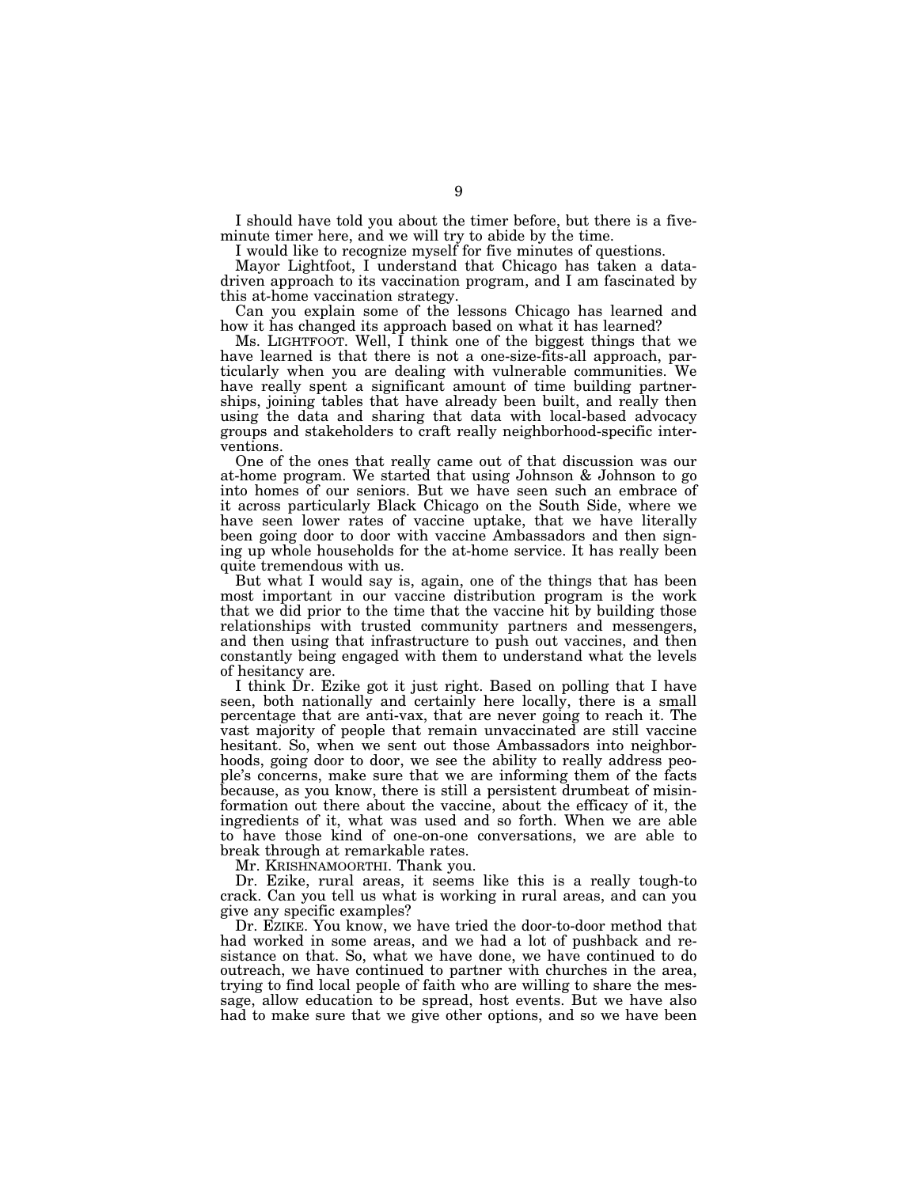I should have told you about the timer before, but there is a five-minute timer here, and we will try to abide by the time.

I would like to recognize myself for five minutes of questions.

Mayor Lightfoot, I understand that Chicago has taken a data-driven approach to its vaccination program, and I am fascinated by this at-home vaccination strategy.

Can you explain some of the lessons Chicago has learned and how it has changed its approach based on what it has learned?

Ms. LIGHTFOOT. Well, I think one of the biggest things that we have learned is that there is not a one-size-fits-all approach, particularly when you are dealing with vulnerable communities. We have really spent a significant amount of time building partnerships, joining tables that have already been built, and really then using the data and sharing that data with local-based advocacy groups and stakeholders to craft really neighborhood-specific interventions.

One of the ones that really came out of that discussion was our at-home program. We started that using Johnson & Johnson to go into homes of our seniors. But we have seen such an embrace of it across particularly Black Chicago on the South Side, where we have seen lower rates of vaccine uptake, that we have literally been going door to door with vaccine Ambassadors and then signing up whole households for the at-home service. It has really been quite tremendous with us.

But what I would say is, again, one of the things that has been most important in our vaccine distribution program is the work that we did prior to the time that the vaccine hit by building those relationships with trusted community partners and messengers, and then using that infrastructure to push out vaccines, and then constantly being engaged with them to understand what the levels of hesitancy are.

I think Dr. Ezike got it just right. Based on polling that I have seen, both nationally and certainly here locally, there is a small percentage that are anti-vax, that are never going to reach it. The vast majority of people that remain unvaccinated are still vaccine hesitant. So, when we sent out those Ambassadors into neighborhoods, going door to door, we see the ability to really address people's concerns, make sure that we are informing them of the facts because, as you know, there is still a persistent drumbeat of misinformation out there about the vaccine, about the efficacy of it, the ingredients of it, what was used and so forth. When we are able to have those kind of one-on-one conversations, we are able to break through at remarkable rates.

Mr. KRISHNAMOORTHI. Thank you.

Dr. Ezike, rural areas, it seems like this is a really tough-to crack. Can you tell us what is working in rural areas, and can you give any specific examples?

Dr. EZIKE. You know, we have tried the door-to-door method that had worked in some areas, and we had a lot of pushback and resistance on that. So, what we have done, we have continued to do outreach, we have continued to partner with churches in the area, trying to find local people of faith who are willing to share the message, allow education to be spread, host events. But we have also had to make sure that we give other options, and so we have been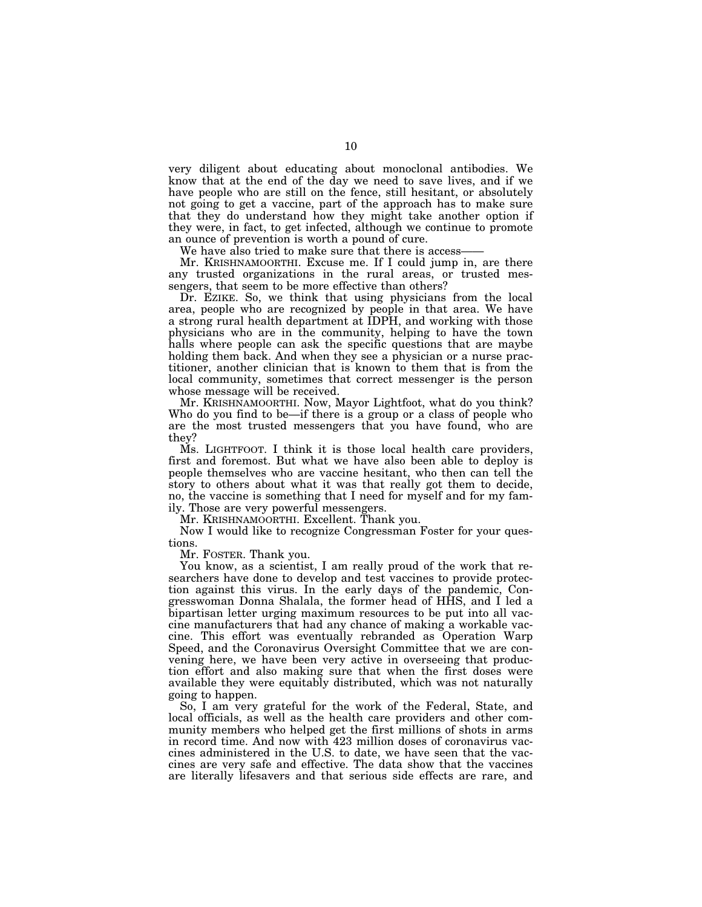very diligent about educating about monoclonal antibodies. We know that at the end of the day we need to save lives, and if we have people who are still on the fence, still hesitant, or absolutely not going to get a vaccine, part of the approach has to make sure that they do understand how they might take another option if they were, in fact, to get infected, although we continue to promote an ounce of prevention is worth a pound of cure.

We have also tried to make sure that there is access——

Mr. KRISHNAMOORTHI. Excuse me. If I could jump in, are there any trusted organizations in the rural areas, or trusted messengers, that seem to be more effective than others?

Dr. EZIKE. So, we think that using physicians from the local area, people who are recognized by people in that area. We have a strong rural health department at IDPH, and working with those physicians who are in the community, helping to have the town halls where people can ask the specific questions that are maybe holding them back. And when they see a physician or a nurse practitioner, another clinician that is known to them that is from the local community, sometimes that correct messenger is the person whose message will be received.

Mr. KRISHNAMOORTHI. Now, Mayor Lightfoot, what do you think? Who do you find to be—if there is a group or a class of people who are the most trusted messengers that you have found, who are they?

Ms. LIGHTFOOT. I think it is those local health care providers, first and foremost. But what we have also been able to deploy is people themselves who are vaccine hesitant, who then can tell the story to others about what it was that really got them to decide, no, the vaccine is something that I need for myself and for my family. Those are very powerful messengers.

Mr. KRISHNAMOORTHI. Excellent. Thank you.

Now I would like to recognize Congressman Foster for your questions.

Mr. FOSTER. Thank you.

You know, as a scientist, I am really proud of the work that researchers have done to develop and test vaccines to provide protection against this virus. In the early days of the pandemic, Congresswoman Donna Shalala, the former head of HHS, and I led a bipartisan letter urging maximum resources to be put into all vaccine manufacturers that had any chance of making a workable vaccine. This effort was eventually rebranded as Operation Warp Speed, and the Coronavirus Oversight Committee that we are convening here, we have been very active in overseeing that production effort and also making sure that when the first doses were available they were equitably distributed, which was not naturally going to happen.

So, I am very grateful for the work of the Federal, State, and local officials, as well as the health care providers and other community members who helped get the first millions of shots in arms in record time. And now with 423 million doses of coronavirus vaccines administered in the U.S. to date, we have seen that the vaccines are very safe and effective. The data show that the vaccines are literally lifesavers and that serious side effects are rare, and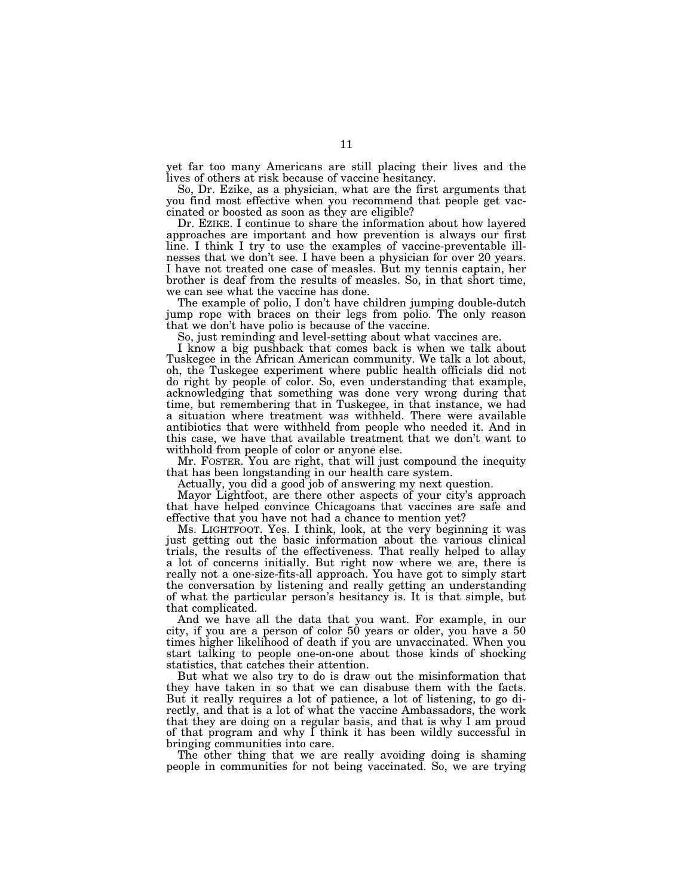yet far too many Americans are still placing their lives and the lives of others at risk because of vaccine hesitancy.

So, Dr. Ezike, as a physician, what are the first arguments that you find most effective when you recommend that people get vaccinated or boosted as soon as they are eligible?

Dr. EZIKE. I continue to share the information about how layered approaches are important and how prevention is always our first line. I think I try to use the examples of vaccine-preventable illnesses that we don't see. I have been a physician for over 20 years. I have not treated one case of measles. But my tennis captain, her brother is deaf from the results of measles. So, in that short time, we can see what the vaccine has done.

The example of polio, I don't have children jumping double-dutch jump rope with braces on their legs from polio. The only reason that we don't have polio is because of the vaccine.

So, just reminding and level-setting about what vaccines are.

I know a big pushback that comes back is when we talk about Tuskegee in the African American community. We talk a lot about, oh, the Tuskegee experiment where public health officials did not do right by people of color. So, even understanding that example, acknowledging that something was done very wrong during that time, but remembering that in Tuskegee, in that instance, we had a situation where treatment was withheld. There were available antibiotics that were withheld from people who needed it. And in this case, we have that available treatment that we don't want to withhold from people of color or anyone else.

Mr. FOSTER. You are right, that will just compound the inequity that has been longstanding in our health care system.

Actually, you did a good job of answering my next question.

Mayor Lightfoot, are there other aspects of your city's approach that have helped convince Chicagoans that vaccines are safe and effective that you have not had a chance to mention yet?

Ms. LIGHTFOOT. Yes. I think, look, at the very beginning it was just getting out the basic information about the various clinical trials, the results of the effectiveness. That really helped to allay a lot of concerns initially. But right now where we are, there is really not a one-size-fits-all approach. You have got to simply start the conversation by listening and really getting an understanding of what the particular person's hesitancy is. It is that simple, but that complicated.

And we have all the data that you want. For example, in our city, if you are a person of color 50 years or older, you have a 50 times higher likelihood of death if you are unvaccinated. When you start talking to people one-on-one about those kinds of shocking statistics, that catches their attention.

But what we also try to do is draw out the misinformation that they have taken in so that we can disabuse them with the facts. But it really requires a lot of patience, a lot of listening, to go directly, and that is a lot of what the vaccine Ambassadors, the work that they are doing on a regular basis, and that is why I am proud of that program and why I think it has been wildly successful in bringing communities into care.

The other thing that we are really avoiding doing is shaming people in communities for not being vaccinated. So, we are trying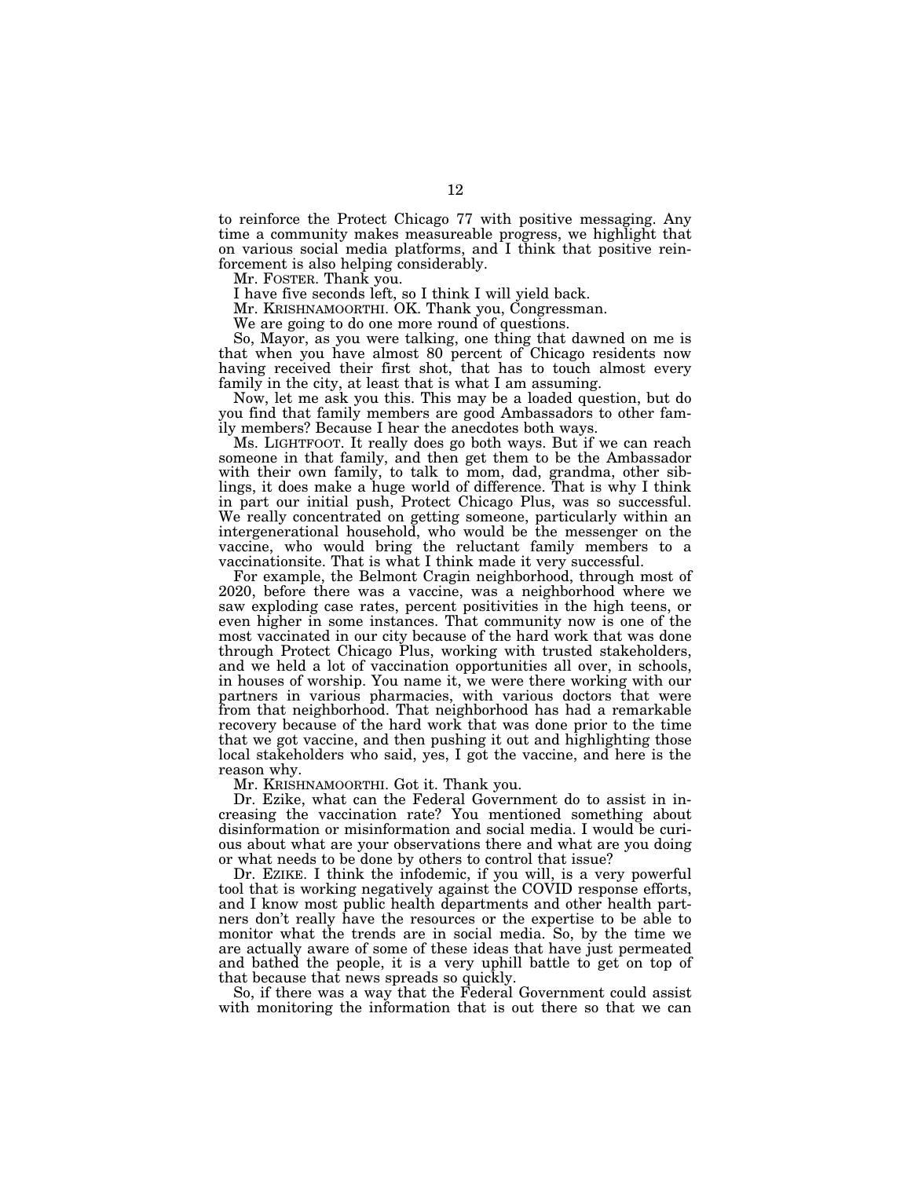to reinforce the Protect Chicago 77 with positive messaging. Any time a community makes measureable progress, we highlight that on various social media platforms, and I think that positive reinforcement is also helping considerably.

Mr. FOSTER. Thank you.

I have five seconds left, so I think I will yield back.

Mr. KRISHNAMOORTHI. OK. Thank you, Congressman.

We are going to do one more round of questions.

So, Mayor, as you were talking, one thing that dawned on me is that when you have almost 80 percent of Chicago residents now having received their first shot, that has to touch almost every family in the city, at least that is what I am assuming.

Now, let me ask you this. This may be a loaded question, but do you find that family members are good Ambassadors to other family members? Because I hear the anecdotes both ways.

Ms. LIGHTFOOT. It really does go both ways. But if we can reach someone in that family, and then get them to be the Ambassador with their own family, to talk to mom, dad, grandma, other siblings, it does make a huge world of difference. That is why I think in part our initial push, Protect Chicago Plus, was so successful. We really concentrated on getting someone, particularly within an intergenerational household, who would be the messenger on the vaccine, who would bring the reluctant family members to a vaccinationsite. That is what I think made it very successful.

For example, the Belmont Cragin neighborhood, through most of 2020, before there was a vaccine, was a neighborhood where we saw exploding case rates, percent positivities in the high teens, or even higher in some instances. That community now is one of the most vaccinated in our city because of the hard work that was done through Protect Chicago Plus, working with trusted stakeholders, and we held a lot of vaccination opportunities all over, in schools, in houses of worship. You name it, we were there working with our partners in various pharmacies, with various doctors that were from that neighborhood. That neighborhood has had a remarkable recovery because of the hard work that was done prior to the time that we got vaccine, and then pushing it out and highlighting those local stakeholders who said, yes, I got the vaccine, and here is the reason why.

Mr. KRISHNAMOORTHI. Got it. Thank you.

Dr. Ezike, what can the Federal Government do to assist in increasing the vaccination rate? You mentioned something about disinformation or misinformation and social media. I would be curious about what are your observations there and what are you doing or what needs to be done by others to control that issue?

Dr. EZIKE. I think the infodemic, if you will, is a very powerful tool that is working negatively against the COVID response efforts, and I know most public health departments and other health partners don't really have the resources or the expertise to be able to monitor what the trends are in social media. So, by the time we are actually aware of some of these ideas that have just permeated and bathed the people, it is a very uphill battle to get on top of that because that news spreads so quickly.

So, if there was a way that the Federal Government could assist with monitoring the information that is out there so that we can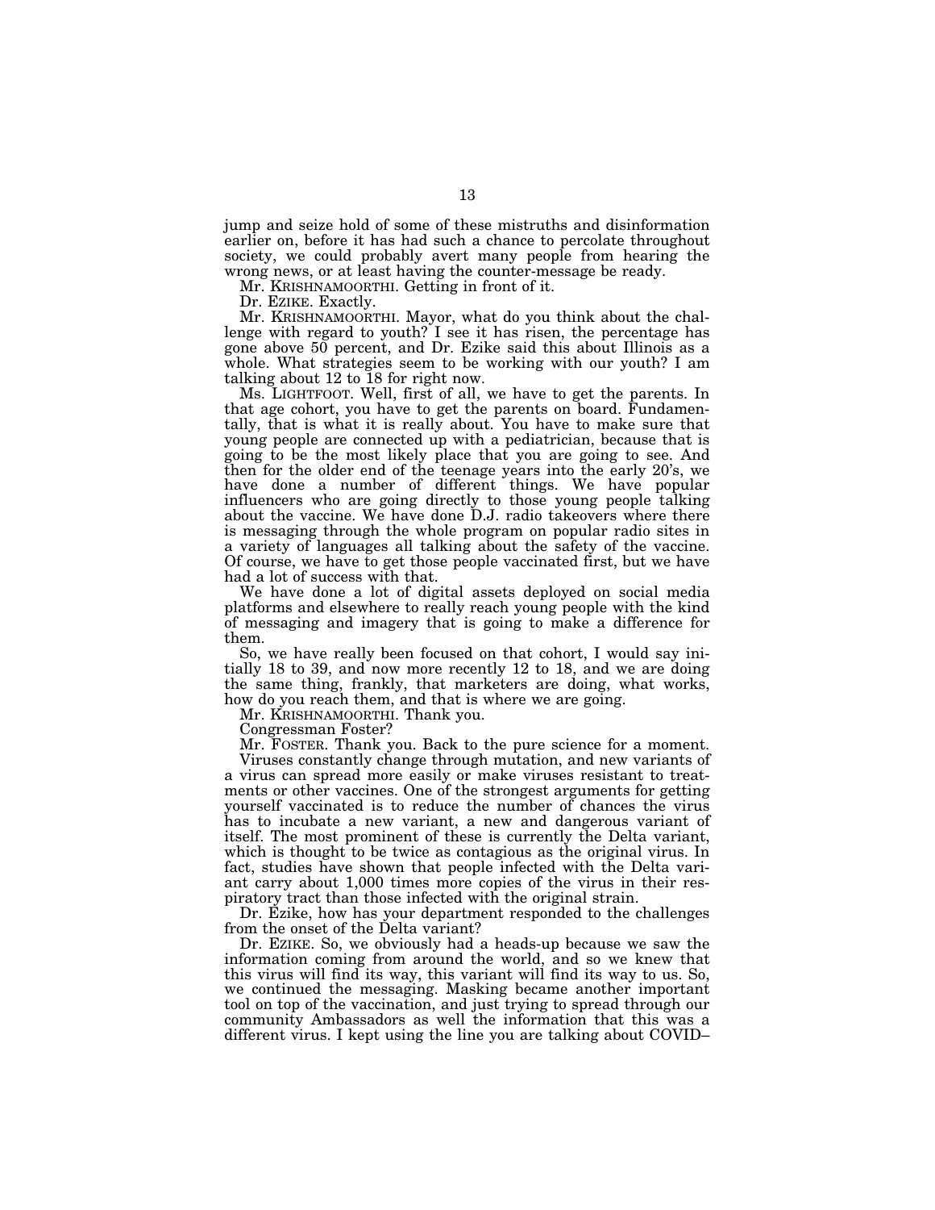jump and seize hold of some of these mistruths and disinformation earlier on, before it has had such a chance to percolate throughout society, we could probably avert many people from hearing the wrong news, or at least having the counter-message be ready.

Mr. KRISHNAMOORTHI. Getting in front of it.

Dr. EZIKE. Exactly.

Mr. KRISHNAMOORTHI. Mayor, what do you think about the challenge with regard to youth? I see it has risen, the percentage has gone above 50 percent, and Dr. Ezike said this about Illinois as a whole. What strategies seem to be working with our youth? I am talking about 12 to 18 for right now.

Ms. LIGHTFOOT. Well, first of all, we have to get the parents. In that age cohort, you have to get the parents on board. Fundamentally, that is what it is really about. You have to make sure that young people are connected up with a pediatrician, because that is going to be the most likely place that you are going to see. And then for the older end of the teenage years into the early 20's, we have done a number of different things. We have popular influencers who are going directly to those young people talking about the vaccine. We have done D.J. radio takeovers where there is messaging through the whole program on popular radio sites in a variety of languages all talking about the safety of the vaccine. Of course, we have to get those people vaccinated first, but we have had a lot of success with that.

We have done a lot of digital assets deployed on social media platforms and elsewhere to really reach young people with the kind of messaging and imagery that is going to make a difference for them.

So, we have really been focused on that cohort, I would say initially 18 to 39, and now more recently 12 to 18, and we are doing the same thing, frankly, that marketers are doing, what works, how do you reach them, and that is where we are going.

Mr. KRISHNAMOORTHI. Thank you.

Congressman Foster?

Mr. FOSTER. Thank you. Back to the pure science for a moment.

Viruses constantly change through mutation, and new variants of a virus can spread more easily or make viruses resistant to treatments or other vaccines. One of the strongest arguments for getting yourself vaccinated is to reduce the number of chances the virus has to incubate a new variant, a new and dangerous variant of itself. The most prominent of these is currently the Delta variant, which is thought to be twice as contagious as the original virus. In fact, studies have shown that people infected with the Delta variant carry about 1,000 times more copies of the virus in their respiratory tract than those infected with the original strain.

Dr. Ezike, how has your department responded to the challenges from the onset of the Delta variant?

Dr. EZIKE. So, we obviously had a heads-up because we saw the information coming from around the world, and so we knew that this virus will find its way, this variant will find its way to us. So, we continued the messaging. Masking became another important tool on top of the vaccination, and just trying to spread through our community Ambassadors as well the information that this was a different virus. I kept using the line you are talking about COVID–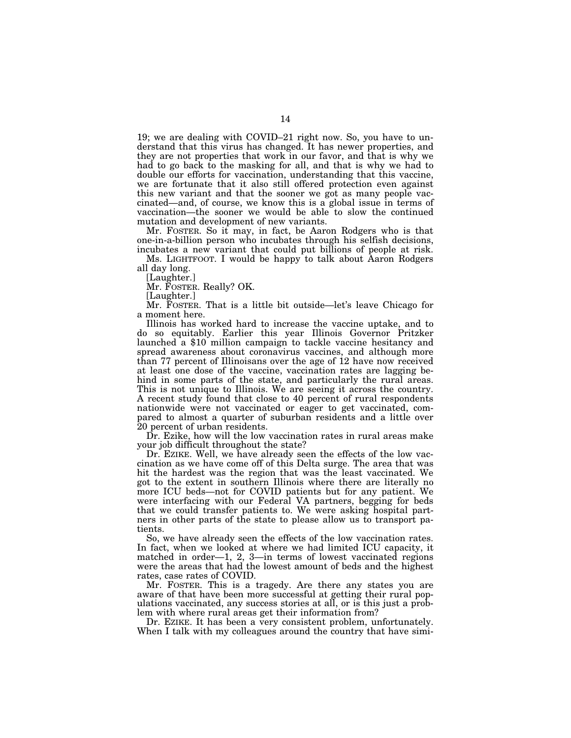19; we are dealing with COVID–21 right now. So, you have to understand that this virus has changed. It has newer properties, and they are not properties that work in our favor, and that is why we had to go back to the masking for all, and that is why we had to double our efforts for vaccination, understanding that this vaccine, we are fortunate that it also still offered protection even against this new variant and that the sooner we got as many people vaccinated—and, of course, we know this is a global issue in terms of vaccination—the sooner we would be able to slow the continued mutation and development of new variants.

Mr. FOSTER. So it may, in fact, be Aaron Rodgers who is that one-in-a-billion person who incubates through his selfish decisions, incubates a new variant that could put billions of people at risk.

Ms. LIGHTFOOT. I would be happy to talk about Aaron Rodgers all day long.

[Laughter.]

Mr. FOSTER. Really? OK.

[Laughter.]

Mr. FOSTER. That is a little bit outside—let's leave Chicago for a moment here.

Illinois has worked hard to increase the vaccine uptake, and to do so equitably. Earlier this year Illinois Governor Pritzker launched a $10 million campaign to tackle vaccine hesitancy and spread awareness about coronavirus vaccines, and although more than 77 percent of Illinoisans over the age of 12 have now received at least one dose of the vaccine, vaccination rates are lagging behind in some parts of the state, and particularly the rural areas. This is not unique to Illinois. We are seeing it across the country. A recent study found that close to 40 percent of rural respondents nationwide were not vaccinated or eager to get vaccinated, compared to almost a quarter of suburban residents and a little over 20 percent of urban residents.

Dr. Ezike, how will the low vaccination rates in rural areas make your job difficult throughout the state?

Dr. EZIKE. Well, we have already seen the effects of the low vaccination as we have come off of this Delta surge. The area that was hit the hardest was the region that was the least vaccinated. We got to the extent in southern Illinois where there are literally no more ICU beds—not for COVID patients but for any patient. We were interfacing with our Federal VA partners, begging for beds that we could transfer patients to. We were asking hospital partners in other parts of the state to please allow us to transport patients.

So, we have already seen the effects of the low vaccination rates. In fact, when we looked at where we had limited ICU capacity, it matched in order—1, 2, 3—in terms of lowest vaccinated regions were the areas that had the lowest amount of beds and the highest rates, case rates of COVID.

Mr. FOSTER. This is a tragedy. Are there any states you are aware of that have been more successful at getting their rural populations vaccinated, any success stories at all, or is this just a problem with where rural areas get their information from?

Dr. EZIKE. It has been a very consistent problem, unfortunately. When I talk with my colleagues around the country that have simi-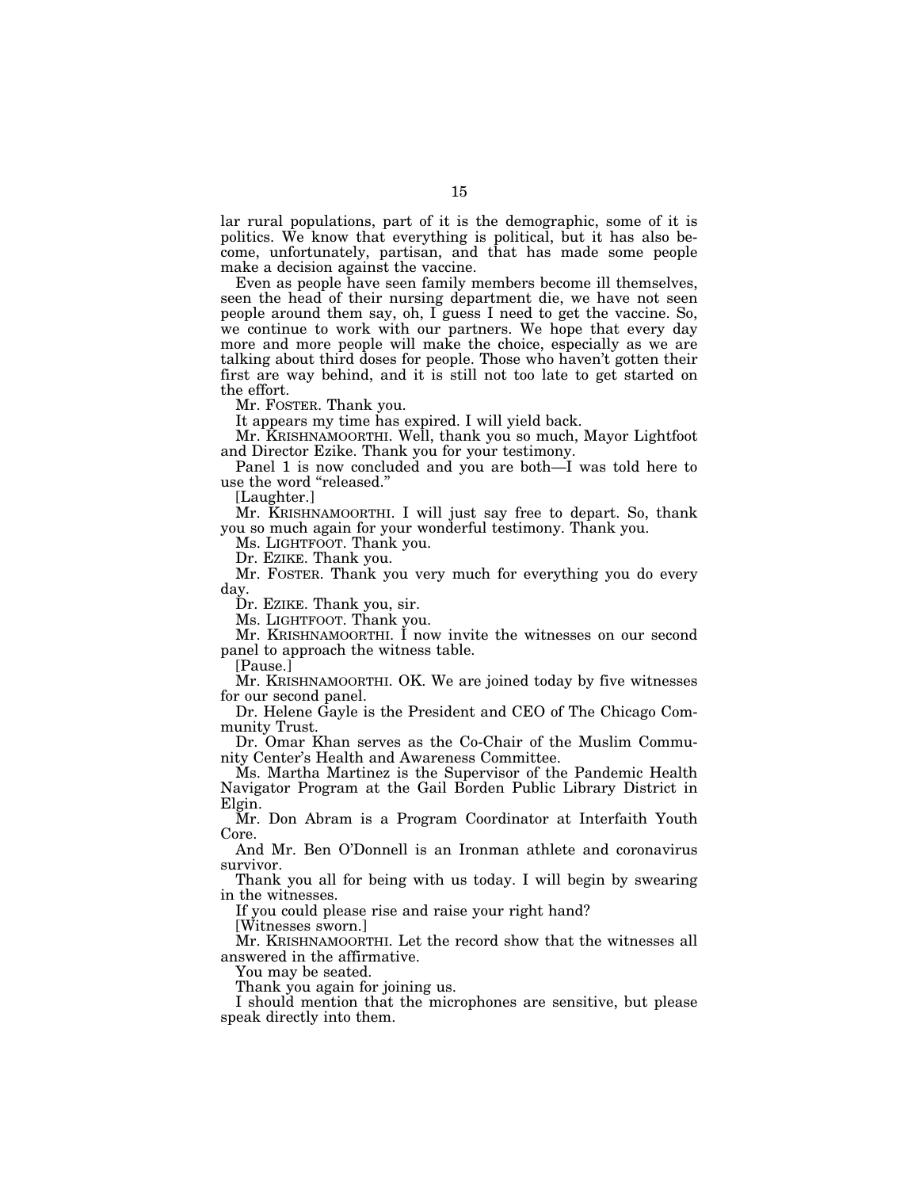lar rural populations, part of it is the demographic, some of it is politics. We know that everything is political, but it has also become, unfortunately, partisan, and that has made some people make a decision against the vaccine.

Even as people have seen family members become ill themselves, seen the head of their nursing department die, we have not seen people around them say, oh, I guess I need to get the vaccine. So, we continue to work with our partners. We hope that every day more and more people will make the choice, especially as we are talking about third doses for people. Those who haven't gotten their first are way behind, and it is still not too late to get started on the effort.

Mr. FOSTER. Thank you.

It appears my time has expired. I will yield back.

Mr. KRISHNAMOORTHI. Well, thank you so much, Mayor Lightfoot and Director Ezike. Thank you for your testimony.

Panel 1 is now concluded and you are both—I was told here to use the word "released."

[Laughter.]

Mr. KRISHNAMOORTHI. I will just say free to depart. So, thank you so much again for your wonderful testimony. Thank you.

Ms. LIGHTFOOT. Thank you.

Dr. EZIKE. Thank you.

Mr. FOSTER. Thank you very much for everything you do every day.

Dr. EZIKE. Thank you, sir.

Ms. LIGHTFOOT. Thank you.

Mr. KRISHNAMOORTHI. I now invite the witnesses on our second panel to approach the witness table.

[Pause.]

Mr. KRISHNAMOORTHI. OK. We are joined today by five witnesses for our second panel.

Dr. Helene Gayle is the President and CEO of The Chicago Community Trust.

Dr. Omar Khan serves as the Co-Chair of the Muslim Community Center's Health and Awareness Committee.

Ms. Martha Martinez is the Supervisor of the Pandemic Health Navigator Program at the Gail Borden Public Library District in Elgin.

Mr. Don Abram is a Program Coordinator at Interfaith Youth Core.

And Mr. Ben O'Donnell is an Ironman athlete and coronavirus survivor.

Thank you all for being with us today. I will begin by swearing in the witnesses.

If you could please rise and raise your right hand?

[Witnesses sworn.]

Mr. KRISHNAMOORTHI. Let the record show that the witnesses all answered in the affirmative.

You may be seated.

Thank you again for joining us.

I should mention that the microphones are sensitive, but please speak directly into them.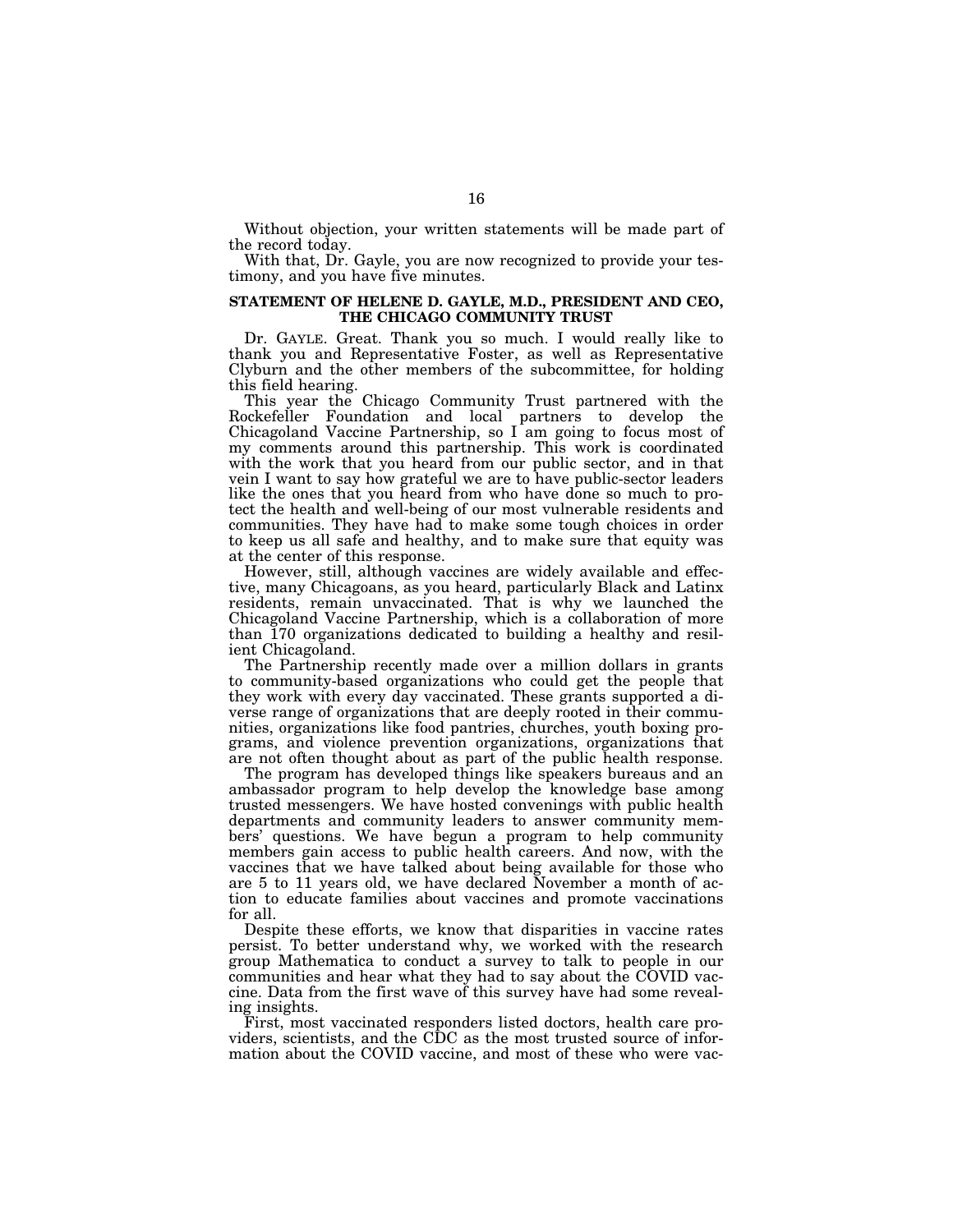Without objection, your written statements will be made part of the record today.

With that, Dr. Gayle, you are now recognized to provide your testimony, and you have five minutes.

### STATEMENT OF HELENE D. GAYLE, M.D., PRESIDENT AND CEO, THE CHICAGO COMMUNITY TRUST

Dr. GAYLE. Great. Thank you so much. I would really like to thank you and Representative Foster, as well as Representative Clyburn and the other members of the subcommittee, for holding this field hearing.

This year the Chicago Community Trust partnered with the Rockefeller Foundation and local partners to develop the Chicagoland Vaccine Partnership, so I am going to focus most of my comments around this partnership. This work is coordinated with the work that you heard from our public sector, and in that vein I want to say how grateful we are to have public-sector leaders like the ones that you heard from who have done so much to protect the health and well-being of our most vulnerable residents and communities. They have had to make some tough choices in order to keep us all safe and healthy, and to make sure that equity was at the center of this response.

However, still, although vaccines are widely available and effective, many Chicagoans, as you heard, particularly Black and Latinx residents, remain unvaccinated. That is why we launched the Chicagoland Vaccine Partnership, which is a collaboration of more than 170 organizations dedicated to building a healthy and resilient Chicagoland.

The Partnership recently made over a million dollars in grants to community-based organizations who could get the people that they work with every day vaccinated. These grants supported a diverse range of organizations that are deeply rooted in their communities, organizations like food pantries, churches, youth boxing programs, and violence prevention organizations, organizations that are not often thought about as part of the public health response.

The program has developed things like speakers bureaus and an ambassador program to help develop the knowledge base among trusted messengers. We have hosted convenings with public health departments and community leaders to answer community members' questions. We have begun a program to help community members gain access to public health careers. And now, with the vaccines that we have talked about being available for those who are 5 to 11 years old, we have declared November a month of action to educate families about vaccines and promote vaccinations for all.

Despite these efforts, we know that disparities in vaccine rates persist. To better understand why, we worked with the research group Mathematica to conduct a survey to talk to people in our communities and hear what they had to say about the COVID vaccine. Data from the first wave of this survey have had some revealing insights.

First, most vaccinated responders listed doctors, health care providers, scientists, and the CDC as the most trusted source of information about the COVID vaccine, and most of these who were vac-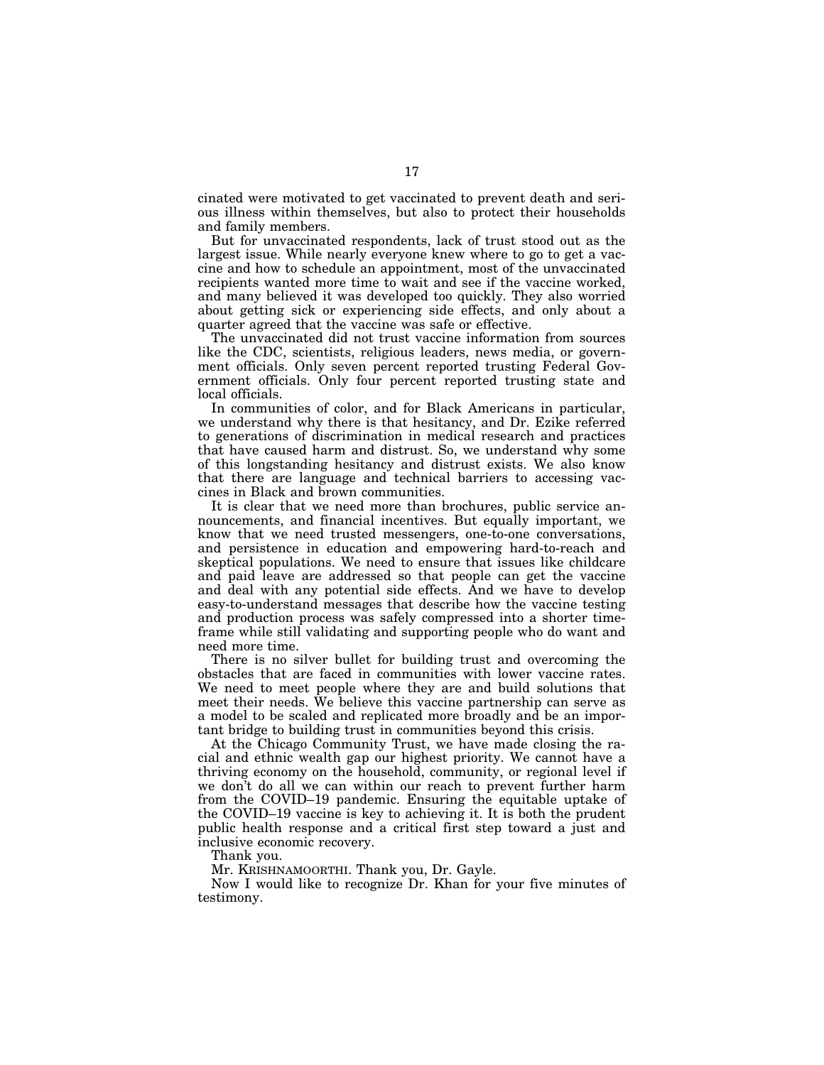cinated were motivated to get vaccinated to prevent death and serious illness within themselves, but also to protect their households and family members.

But for unvaccinated respondents, lack of trust stood out as the largest issue. While nearly everyone knew where to go to get a vaccine and how to schedule an appointment, most of the unvaccinated recipients wanted more time to wait and see if the vaccine worked, and many believed it was developed too quickly. They also worried about getting sick or experiencing side effects, and only about a quarter agreed that the vaccine was safe or effective.

The unvaccinated did not trust vaccine information from sources like the CDC, scientists, religious leaders, news media, or government officials. Only seven percent reported trusting Federal Government officials. Only four percent reported trusting state and local officials.

In communities of color, and for Black Americans in particular, we understand why there is that hesitancy, and Dr. Ezike referred to generations of discrimination in medical research and practices that have caused harm and distrust. So, we understand why some of this longstanding hesitancy and distrust exists. We also know that there are language and technical barriers to accessing vaccines in Black and brown communities.

It is clear that we need more than brochures, public service announcements, and financial incentives. But equally important, we know that we need trusted messengers, one-to-one conversations, and persistence in education and empowering hard-to-reach and skeptical populations. We need to ensure that issues like childcare and paid leave are addressed so that people can get the vaccine and deal with any potential side effects. And we have to develop easy-to-understand messages that describe how the vaccine testing and production process was safely compressed into a shorter timeframe while still validating and supporting people who do want and need more time.

There is no silver bullet for building trust and overcoming the obstacles that are faced in communities with lower vaccine rates. We need to meet people where they are and build solutions that meet their needs. We believe this vaccine partnership can serve as a model to be scaled and replicated more broadly and be an important bridge to building trust in communities beyond this crisis.

At the Chicago Community Trust, we have made closing the racial and ethnic wealth gap our highest priority. We cannot have a thriving economy on the household, community, or regional level if we don't do all we can within our reach to prevent further harm from the COVID–19 pandemic. Ensuring the equitable uptake of the COVID–19 vaccine is key to achieving it. It is both the prudent public health response and a critical first step toward a just and inclusive economic recovery.

Thank you.

Mr. KRISHNAMOORTHI. Thank you, Dr. Gayle.

Now I would like to recognize Dr. Khan for your five minutes of testimony.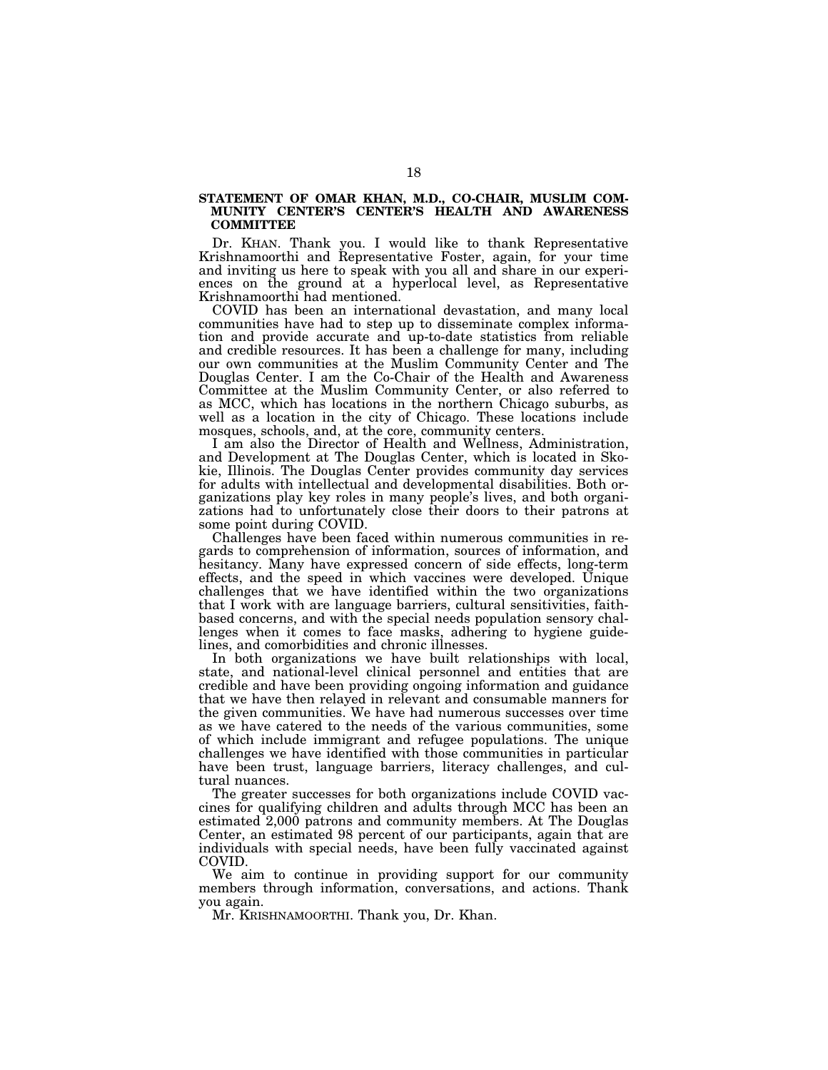### STATEMENT OF OMAR KHAN, M.D., CO-CHAIR, MUSLIM COMMUNITY CENTER'S CENTER'S HEALTH AND AWARENESS COMMITTEE

Dr. KHAN. Thank you. I would like to thank Representative Krishnamoorthi and Representative Foster, again, for your time and inviting us here to speak with you all and share in our experiences on the ground at a hyperlocal level, as Representative Krishnamoorthi had mentioned.

COVID has been an international devastation, and many local communities have had to step up to disseminate complex information and provide accurate and up-to-date statistics from reliable and credible resources. It has been a challenge for many, including our own communities at the Muslim Community Center and The Douglas Center. I am the Co-Chair of the Health and Awareness Committee at the Muslim Community Center, or also referred to as MCC, which has locations in the northern Chicago suburbs, as well as a location in the city of Chicago. These locations include mosques, schools, and, at the core, community centers.

I am also the Director of Health and Wellness, Administration, and Development at The Douglas Center, which is located in Skokie, Illinois. The Douglas Center provides community day services for adults with intellectual and developmental disabilities. Both organizations play key roles in many people's lives, and both organizations had to unfortunately close their doors to their patrons at some point during COVID.

Challenges have been faced within numerous communities in regards to comprehension of information, sources of information, and hesitancy. Many have expressed concern of side effects, long-term effects, and the speed in which vaccines were developed. Unique challenges that we have identified within the two organizations that I work with are language barriers, cultural sensitivities, faith-based concerns, and with the special needs population sensory challenges when it comes to face masks, adhering to hygiene guidelines, and comorbidities and chronic illnesses.

In both organizations we have built relationships with local, state, and national-level clinical personnel and entities that are credible and have been providing ongoing information and guidance that we have then relayed in relevant and consumable manners for the given communities. We have had numerous successes over time as we have catered to the needs of the various communities, some of which include immigrant and refugee populations. The unique challenges we have identified with those communities in particular have been trust, language barriers, literacy challenges, and cultural nuances.

The greater successes for both organizations include COVID vaccines for qualifying children and adults through MCC has been an estimated 2,000 patrons and community members. At The Douglas Center, an estimated 98 percent of our participants, again that are individuals with special needs, have been fully vaccinated against COVID.

We aim to continue in providing support for our community members through information, conversations, and actions. Thank you again.

Mr. KRISHNAMOORTHI. Thank you, Dr. Khan.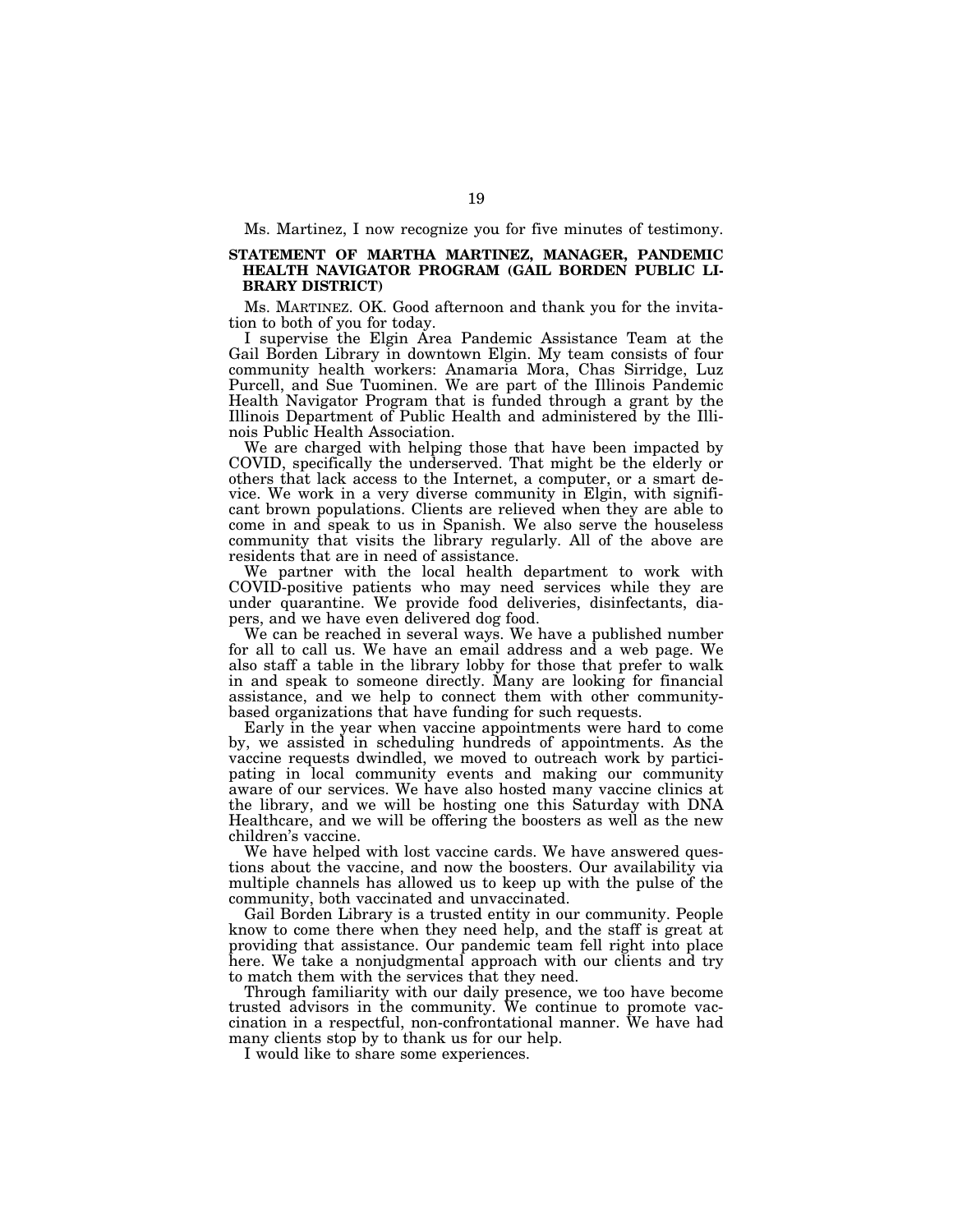Ms. Martinez, I now recognize you for five minutes of testimony.

**STATEMENT OF MARTHA MARTINEZ, MANAGER, PANDEMIC HEALTH NAVIGATOR PROGRAM (GAIL BORDEN PUBLIC LIBRARY DISTRICT)**

Ms. MARTINEZ. OK. Good afternoon and thank you for the invitation to both of you for today.

I supervise the Elgin Area Pandemic Assistance Team at the Gail Borden Library in downtown Elgin. My team consists of four community health workers: Anamaria Mora, Chas Sirridge, Luz Purcell, and Sue Tuominen. We are part of the Illinois Pandemic Health Navigator Program that is funded through a grant by the Illinois Department of Public Health and administered by the Illinois Public Health Association.

We are charged with helping those that have been impacted by COVID, specifically the underserved. That might be the elderly or others that lack access to the Internet, a computer, or a smart device. We work in a very diverse community in Elgin, with significant brown populations. Clients are relieved when they are able to come in and speak to us in Spanish. We also serve the houseless community that visits the library regularly. All of the above are residents that are in need of assistance.

We partner with the local health department to work with COVID-positive patients who may need services while they are under quarantine. We provide food deliveries, disinfectants, diapers, and we have even delivered dog food.

We can be reached in several ways. We have a published number for all to call us. We have an email address and a web page. We also staff a table in the library lobby for those that prefer to walk in and speak to someone directly. Many are looking for financial assistance, and we help to connect them with other community-based organizations that have funding for such requests.

Early in the year when vaccine appointments were hard to come by, we assisted in scheduling hundreds of appointments. As the vaccine requests dwindled, we moved to outreach work by participating in local community events and making our community aware of our services. We have also hosted many vaccine clinics at the library, and we will be hosting one this Saturday with DNA Healthcare, and we will be offering the boosters as well as the new children's vaccine.

We have helped with lost vaccine cards. We have answered questions about the vaccine, and now the boosters. Our availability via multiple channels has allowed us to keep up with the pulse of the community, both vaccinated and unvaccinated.

Gail Borden Library is a trusted entity in our community. People know to come there when they need help, and the staff is great at providing that assistance. Our pandemic team fell right into place here. We take a nonjudgmental approach with our clients and try to match them with the services that they need.

Through familiarity with our daily presence, we too have become trusted advisors in the community. We continue to promote vaccination in a respectful, non-confrontational manner. We have had many clients stop by to thank us for our help.

I would like to share some experiences.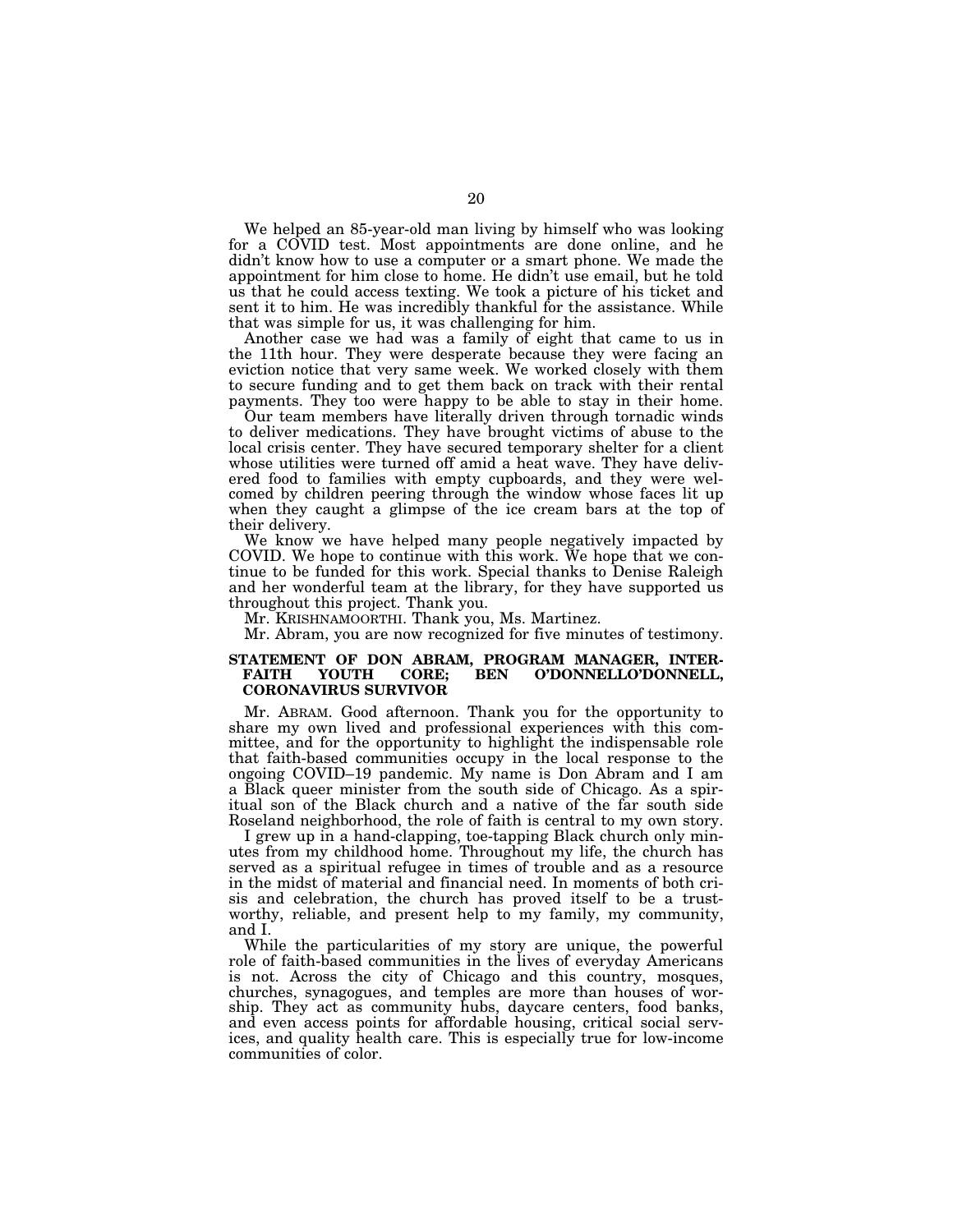We helped an 85-year-old man living by himself who was looking for a COVID test. Most appointments are done online, and he didn't know how to use a computer or a smart phone. We made the appointment for him close to home. He didn't use email, but he told us that he could access texting. We took a picture of his ticket and sent it to him. He was incredibly thankful for the assistance. While that was simple for us, it was challenging for him.

Another case we had was a family of eight that came to us in the 11th hour. They were desperate because they were facing an eviction notice that very same week. We worked closely with them to secure funding and to get them back on track with their rental payments. They too were happy to be able to stay in their home.

Our team members have literally driven through tornadic winds to deliver medications. They have brought victims of abuse to the local crisis center. They have secured temporary shelter for a client whose utilities were turned off amid a heat wave. They have delivered food to families with empty cupboards, and they were welcomed by children peering through the window whose faces lit up when they caught a glimpse of the ice cream bars at the top of their delivery.

We know we have helped many people negatively impacted by COVID. We hope to continue with this work. We hope that we continue to be funded for this work. Special thanks to Denise Raleigh and her wonderful team at the library, for they have supported us throughout this project. Thank you.

Mr. KRISHNAMOORTHI. Thank you, Ms. Martinez.

Mr. Abram, you are now recognized for five minutes of testimony.

### STATEMENT OF DON ABRAM, PROGRAM MANAGER, INTERFAITH YOUTH CORE; BEN O'DONNELLO'DONNELL, CORONAVIRUS SURVIVOR

Mr. ABRAM. Good afternoon. Thank you for the opportunity to share my own lived and professional experiences with this committee, and for the opportunity to highlight the indispensable role that faith-based communities occupy in the local response to the ongoing COVID–19 pandemic. My name is Don Abram and I am a Black queer minister from the south side of Chicago. As a spiritual son of the Black church and a native of the far south side Roseland neighborhood, the role of faith is central to my own story.

I grew up in a hand-clapping, toe-tapping Black church only minutes from my childhood home. Throughout my life, the church has served as a spiritual refugee in times of trouble and as a resource in the midst of material and financial need. In moments of both crisis and celebration, the church has proved itself to be a trustworthy, reliable, and present help to my family, my community, and I.

While the particularities of my story are unique, the powerful role of faith-based communities in the lives of everyday Americans is not. Across the city of Chicago and this country, mosques, churches, synagogues, and temples are more than houses of worship. They act as community hubs, daycare centers, food banks, and even access points for affordable housing, critical social services, and quality health care. This is especially true for low-income communities of color.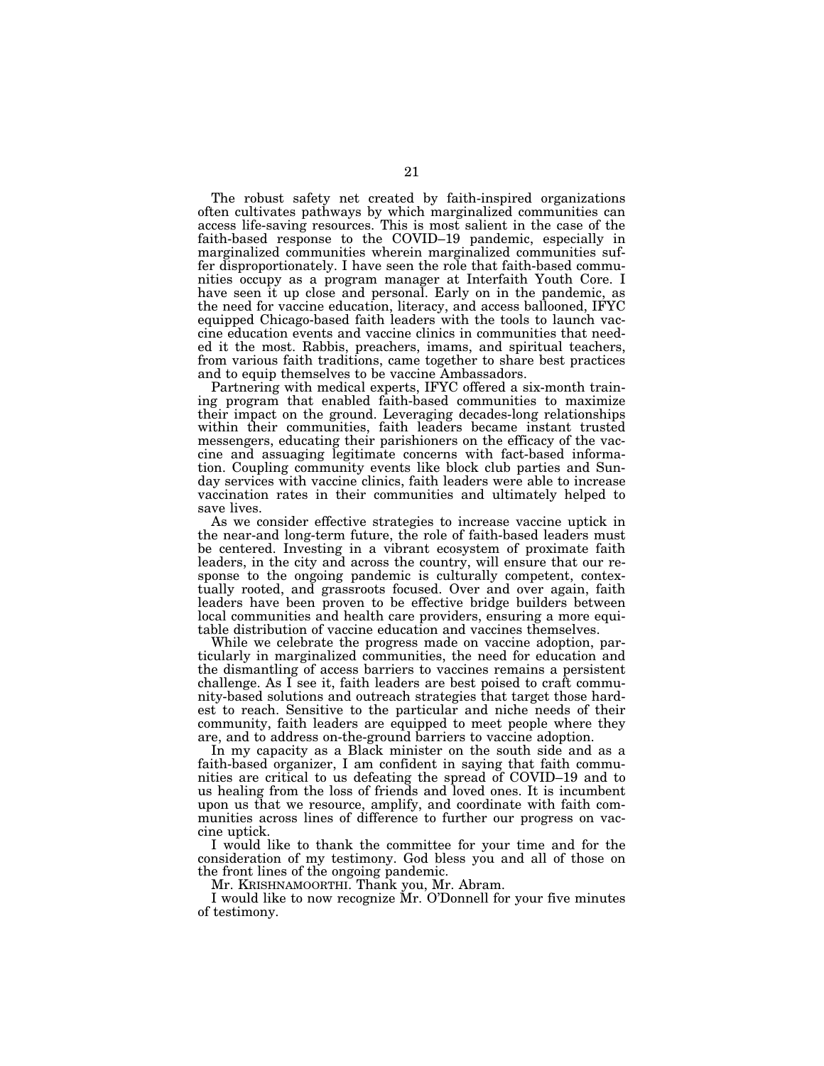The robust safety net created by faith-inspired organizations often cultivates pathways by which marginalized communities can access life-saving resources. This is most salient in the case of the faith-based response to the COVID–19 pandemic, especially in marginalized communities wherein marginalized communities suffer disproportionately. I have seen the role that faith-based communities occupy as a program manager at Interfaith Youth Core. I have seen it up close and personal. Early on in the pandemic, as the need for vaccine education, literacy, and access ballooned, IFYC equipped Chicago-based faith leaders with the tools to launch vaccine education events and vaccine clinics in communities that needed it the most. Rabbis, preachers, imams, and spiritual teachers, from various faith traditions, came together to share best practices and to equip themselves to be vaccine Ambassadors.

Partnering with medical experts, IFYC offered a six-month training program that enabled faith-based communities to maximize their impact on the ground. Leveraging decades-long relationships within their communities, faith leaders became instant trusted messengers, educating their parishioners on the efficacy of the vaccine and assuaging legitimate concerns with fact-based information. Coupling community events like block club parties and Sunday services with vaccine clinics, faith leaders were able to increase vaccination rates in their communities and ultimately helped to save lives.

As we consider effective strategies to increase vaccine uptick in the near-and long-term future, the role of faith-based leaders must be centered. Investing in a vibrant ecosystem of proximate faith leaders, in the city and across the country, will ensure that our response to the ongoing pandemic is culturally competent, contextually rooted, and grassroots focused. Over and over again, faith leaders have been proven to be effective bridge builders between local communities and health care providers, ensuring a more equitable distribution of vaccine education and vaccines themselves.

While we celebrate the progress made on vaccine adoption, particularly in marginalized communities, the need for education and the dismantling of access barriers to vaccines remains a persistent challenge. As I see it, faith leaders are best poised to craft community-based solutions and outreach strategies that target those hardest to reach. Sensitive to the particular and niche needs of their community, faith leaders are equipped to meet people where they are, and to address on-the-ground barriers to vaccine adoption.

In my capacity as a Black minister on the south side and as a faith-based organizer, I am confident in saying that faith communities are critical to us defeating the spread of COVID–19 and to us healing from the loss of friends and loved ones. It is incumbent upon us that we resource, amplify, and coordinate with faith communities across lines of difference to further our progress on vaccine uptick.

I would like to thank the committee for your time and for the consideration of my testimony. God bless you and all of those on the front lines of the ongoing pandemic.

Mr. KRISHNAMOORTHI. Thank you, Mr. Abram.

I would like to now recognize Mr. O'Donnell for your five minutes of testimony.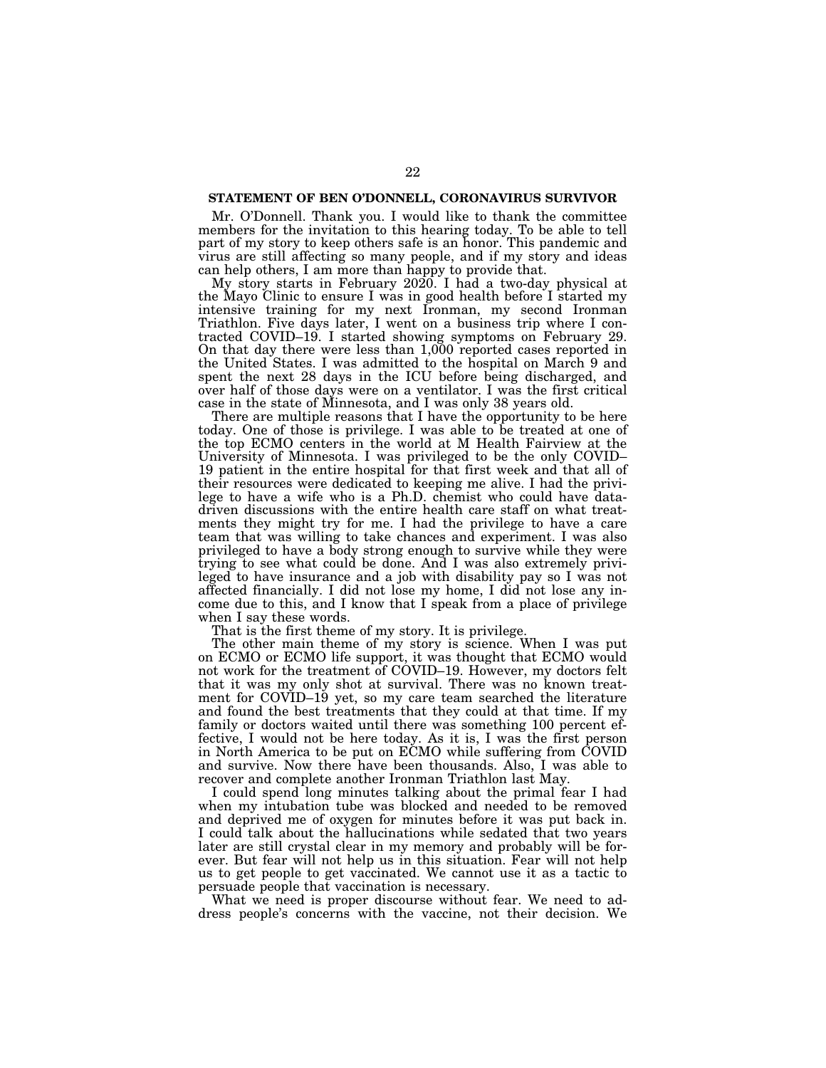## STATEMENT OF BEN O'DONNELL, CORONAVIRUS SURVIVOR

Mr. O'Donnell. Thank you. I would like to thank the committee members for the invitation to this hearing today. To be able to tell part of my story to keep others safe is an honor. This pandemic and virus are still affecting so many people, and if my story and ideas can help others, I am more than happy to provide that.

My story starts in February 2020. I had a two-day physical at the Mayo Clinic to ensure I was in good health before I started my intensive training for my next Ironman, my second Ironman Triathlon. Five days later, I went on a business trip where I contracted COVID–19. I started showing symptoms on February 29. On that day there were less than 1,000 reported cases reported in the United States. I was admitted to the hospital on March 9 and spent the next 28 days in the ICU before being discharged, and over half of those days were on a ventilator. I was the first critical case in the state of Minnesota, and I was only 38 years old.

There are multiple reasons that I have the opportunity to be here today. One of those is privilege. I was able to be treated at one of the top ECMO centers in the world at M Health Fairview at the University of Minnesota. I was privileged to be the only COVID–19 patient in the entire hospital for that first week and that all of their resources were dedicated to keeping me alive. I had the privilege to have a wife who is a Ph.D. chemist who could have data-driven discussions with the entire health care staff on what treatments they might try for me. I had the privilege to have a care team that was willing to take chances and experiment. I was also privileged to have a body strong enough to survive while they were trying to see what could be done. And I was also extremely privileged to have insurance and a job with disability pay so I was not affected financially. I did not lose my home, I did not lose any income due to this, and I know that I speak from a place of privilege when I say these words.

That is the first theme of my story. It is privilege.

The other main theme of my story is science. When I was put on ECMO or ECMO life support, it was thought that ECMO would not work for the treatment of COVID–19. However, my doctors felt that it was my only shot at survival. There was no known treatment for COVID–19 yet, so my care team searched the literature and found the best treatments that they could at that time. If my family or doctors waited until there was something 100 percent effective, I would not be here today. As it is, I was the first person in North America to be put on ECMO while suffering from COVID and survive. Now there have been thousands. Also, I was able to recover and complete another Ironman Triathlon last May.

I could spend long minutes talking about the primal fear I had when my intubation tube was blocked and needed to be removed and deprived me of oxygen for minutes before it was put back in. I could talk about the hallucinations while sedated that two years later are still crystal clear in my memory and probably will be forever. But fear will not help us in this situation. Fear will not help us to get people to get vaccinated. We cannot use it as a tactic to persuade people that vaccination is necessary.

What we need is proper discourse without fear. We need to address people's concerns with the vaccine, not their decision. We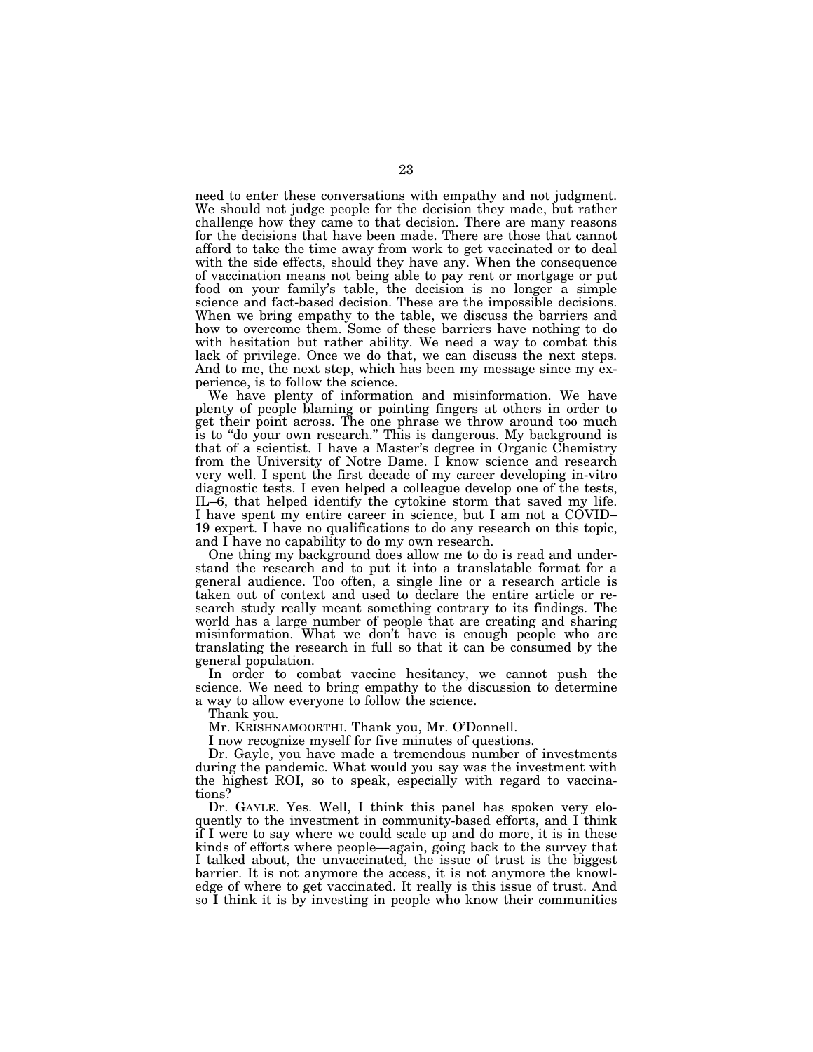need to enter these conversations with empathy and not judgment. We should not judge people for the decision they made, but rather challenge how they came to that decision. There are many reasons for the decisions that have been made. There are those that cannot afford to take the time away from work to get vaccinated or to deal with the side effects, should they have any. When the consequence of vaccination means not being able to pay rent or mortgage or put food on your family's table, the decision is no longer a simple science and fact-based decision. These are the impossible decisions. When we bring empathy to the table, we discuss the barriers and how to overcome them. Some of these barriers have nothing to do with hesitation but rather ability. We need a way to combat this lack of privilege. Once we do that, we can discuss the next steps. And to me, the next step, which has been my message since my experience, is to follow the science.

We have plenty of information and misinformation. We have plenty of people blaming or pointing fingers at others in order to get their point across. The one phrase we throw around too much is to "do your own research." This is dangerous. My background is that of a scientist. I have a Master's degree in Organic Chemistry from the University of Notre Dame. I know science and research very well. I spent the first decade of my career developing in-vitro diagnostic tests. I even helped a colleague develop one of the tests, IL–6, that helped identify the cytokine storm that saved my life. I have spent my entire career in science, but I am not a COVID–19 expert. I have no qualifications to do any research on this topic, and I have no capability to do my own research.

One thing my background does allow me to do is read and understand the research and to put it into a translatable format for a general audience. Too often, a single line or a research article is taken out of context and used to declare the entire article or research study really meant something contrary to its findings. The world has a large number of people that are creating and sharing misinformation. What we don't have is enough people who are translating the research in full so that it can be consumed by the general population.

In order to combat vaccine hesitancy, we cannot push the science. We need to bring empathy to the discussion to determine a way to allow everyone to follow the science.

Thank you.

Mr. KRISHNAMOORTHI. Thank you, Mr. O'Donnell.

I now recognize myself for five minutes of questions.

Dr. Gayle, you have made a tremendous number of investments during the pandemic. What would you say was the investment with the highest ROI, so to speak, especially with regard to vaccinations?

Dr. GAYLE. Yes. Well, I think this panel has spoken very eloquently to the investment in community-based efforts, and I think if I were to say where we could scale up and do more, it is in these kinds of efforts where people—again, going back to the survey that I talked about, the unvaccinated, the issue of trust is the biggest barrier. It is not anymore the access, it is not anymore the knowledge of where to get vaccinated. It really is this issue of trust. And so I think it is by investing in people who know their communities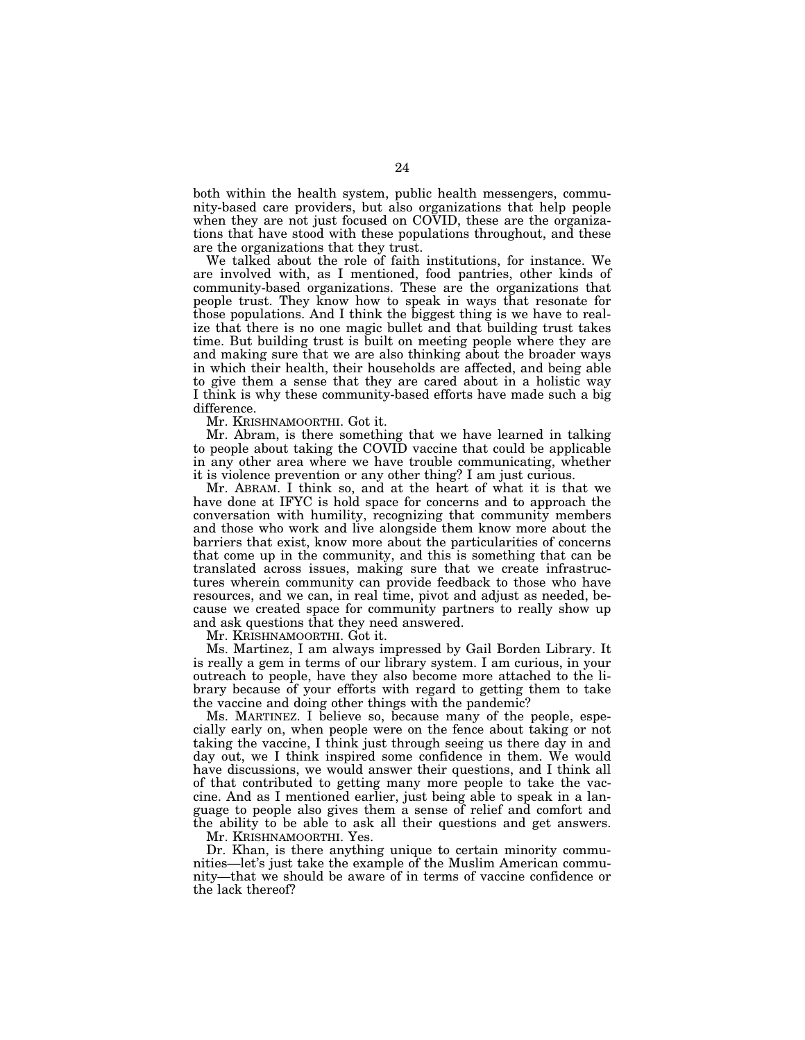both within the health system, public health messengers, community-based care providers, but also organizations that help people when they are not just focused on COVID, these are the organizations that have stood with these populations throughout, and these are the organizations that they trust.

We talked about the role of faith institutions, for instance. We are involved with, as I mentioned, food pantries, other kinds of community-based organizations. These are the organizations that people trust. They know how to speak in ways that resonate for those populations. And I think the biggest thing is we have to realize that there is no one magic bullet and that building trust takes time. But building trust is built on meeting people where they are and making sure that we are also thinking about the broader ways in which their health, their households are affected, and being able to give them a sense that they are cared about in a holistic way I think is why these community-based efforts have made such a big difference.

Mr. KRISHNAMOORTHI. Got it.

Mr. Abram, is there something that we have learned in talking to people about taking the COVID vaccine that could be applicable in any other area where we have trouble communicating, whether it is violence prevention or any other thing? I am just curious.

Mr. ABRAM. I think so, and at the heart of what it is that we have done at IFYC is hold space for concerns and to approach the conversation with humility, recognizing that community members and those who work and live alongside them know more about the barriers that exist, know more about the particularities of concerns that come up in the community, and this is something that can be translated across issues, making sure that we create infrastructures wherein community can provide feedback to those who have resources, and we can, in real time, pivot and adjust as needed, because we created space for community partners to really show up and ask questions that they need answered.

Mr. KRISHNAMOORTHI. Got it.

Ms. Martinez, I am always impressed by Gail Borden Library. It is really a gem in terms of our library system. I am curious, in your outreach to people, have they also become more attached to the library because of your efforts with regard to getting them to take the vaccine and doing other things with the pandemic?

Ms. MARTINEZ. I believe so, because many of the people, especially early on, when people were on the fence about taking or not taking the vaccine, I think just through seeing us there day in and day out, we I think inspired some confidence in them. We would have discussions, we would answer their questions, and I think all of that contributed to getting many more people to take the vaccine. And as I mentioned earlier, just being able to speak in a language to people also gives them a sense of relief and comfort and the ability to be able to ask all their questions and get answers.

Mr. KRISHNAMOORTHI. Yes.

Dr. Khan, is there anything unique to certain minority communities—let's just take the example of the Muslim American community—that we should be aware of in terms of vaccine confidence or the lack thereof?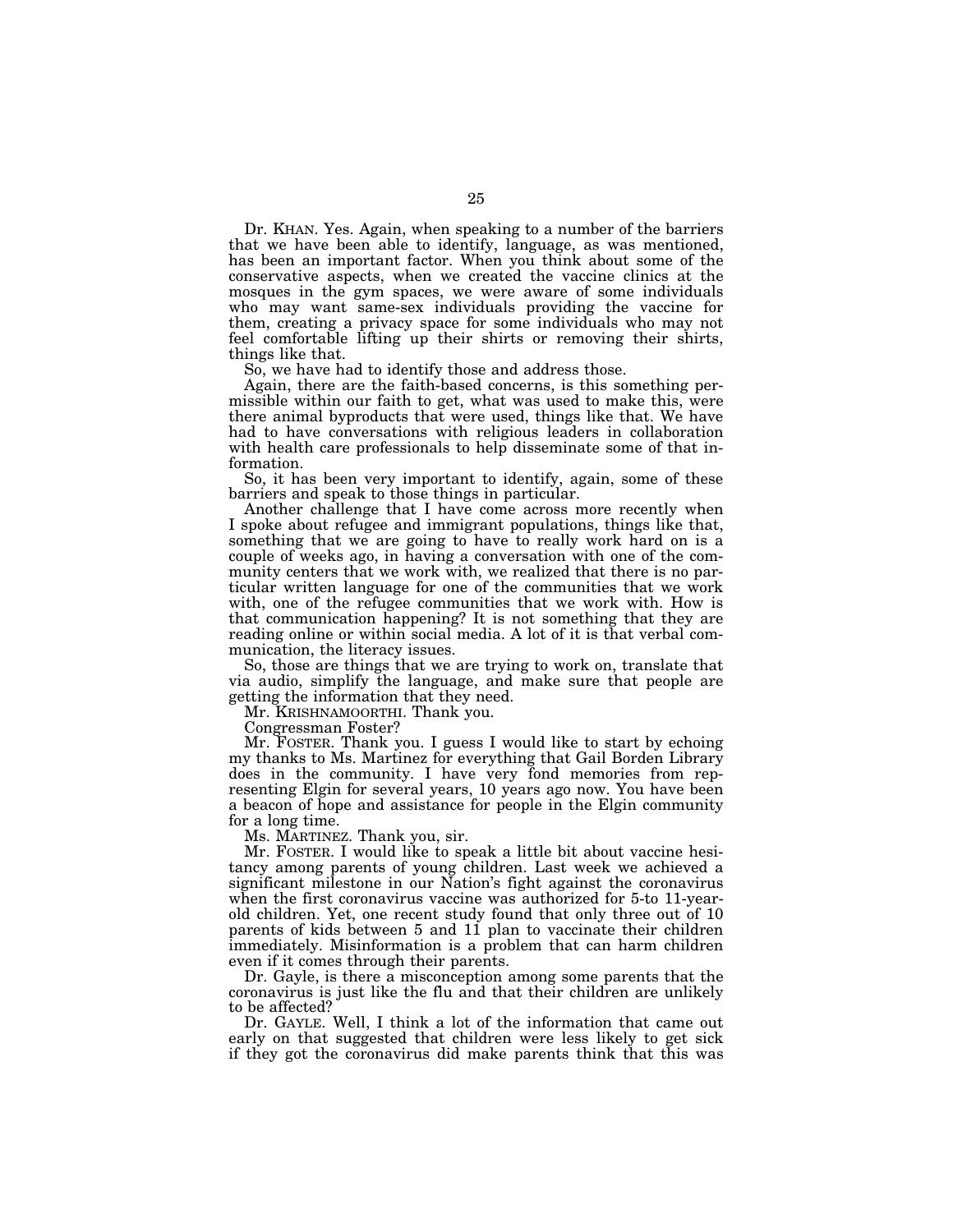Dr. KHAN. Yes. Again, when speaking to a number of the barriers that we have been able to identify, language, as was mentioned, has been an important factor. When you think about some of the conservative aspects, when we created the vaccine clinics at the mosques in the gym spaces, we were aware of some individuals who may want same-sex individuals providing the vaccine for them, creating a privacy space for some individuals who may not feel comfortable lifting up their shirts or removing their shirts, things like that.

So, we have had to identify those and address those.

Again, there are the faith-based concerns, is this something permissible within our faith to get, what was used to make this, were there animal byproducts that were used, things like that. We have had to have conversations with religious leaders in collaboration with health care professionals to help disseminate some of that information.

So, it has been very important to identify, again, some of these barriers and speak to those things in particular.

Another challenge that I have come across more recently when I spoke about refugee and immigrant populations, things like that, something that we are going to have to really work hard on is a couple of weeks ago, in having a conversation with one of the community centers that we work with, we realized that there is no particular written language for one of the communities that we work with, one of the refugee communities that we work with. How is that communication happening? It is not something that they are reading online or within social media. A lot of it is that verbal communication, the literacy issues.

So, those are things that we are trying to work on, translate that via audio, simplify the language, and make sure that people are getting the information that they need.

Mr. KRISHNAMOORTHI. Thank you.

Congressman Foster?

Mr. FOSTER. Thank you. I guess I would like to start by echoing my thanks to Ms. Martinez for everything that Gail Borden Library does in the community. I have very fond memories from representing Elgin for several years, 10 years ago now. You have been a beacon of hope and assistance for people in the Elgin community for a long time.

Ms. MARTINEZ. Thank you, sir.

Mr. FOSTER. I would like to speak a little bit about vaccine hesitancy among parents of young children. Last week we achieved a significant milestone in our Nation's fight against the coronavirus when the first coronavirus vaccine was authorized for 5-to 11-year-old children. Yet, one recent study found that only three out of 10 parents of kids between 5 and 11 plan to vaccinate their children immediately. Misinformation is a problem that can harm children even if it comes through their parents.

Dr. Gayle, is there a misconception among some parents that the coronavirus is just like the flu and that their children are unlikely to be affected?

Dr. GAYLE. Well, I think a lot of the information that came out early on that suggested that children were less likely to get sick if they got the coronavirus did make parents think that this was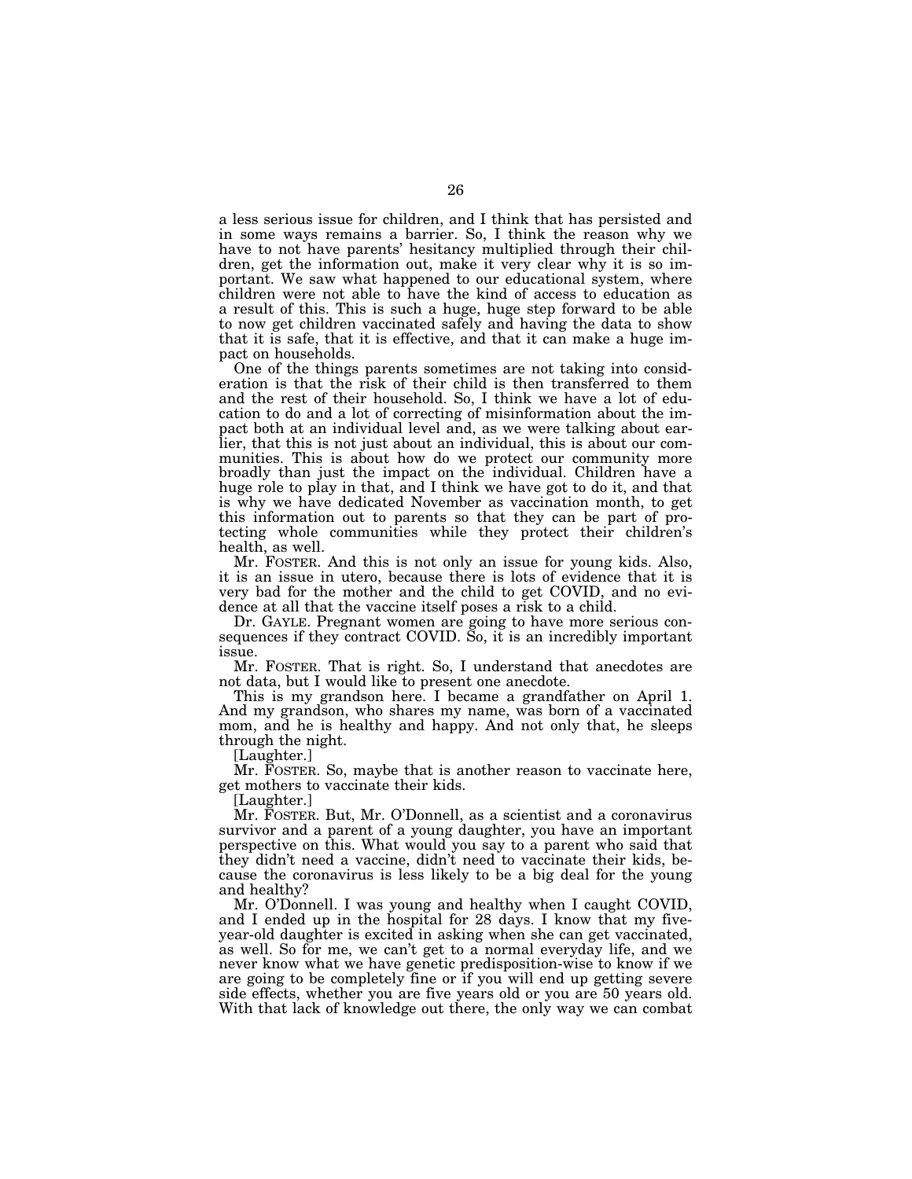a less serious issue for children, and I think that has persisted and in some ways remains a barrier. So, I think the reason why we have to not have parents' hesitancy multiplied through their children, get the information out, make it very clear why it is so important. We saw what happened to our educational system, where children were not able to have the kind of access to education as a result of this. This is such a huge, huge step forward to be able to now get children vaccinated safely and having the data to show that it is safe, that it is effective, and that it can make a huge impact on households.

One of the things parents sometimes are not taking into consideration is that the risk of their child is then transferred to them and the rest of their household. So, I think we have a lot of education to do and a lot of correcting of misinformation about the impact both at an individual level and, as we were talking about earlier, that this is not just about an individual, this is about our communities. This is about how do we protect our community more broadly than just the impact on the individual. Children have a huge role to play in that, and I think we have got to do it, and that is why we have dedicated November as vaccination month, to get this information out to parents so that they can be part of protecting whole communities while they protect their children's health, as well.

Mr. FOSTER. And this is not only an issue for young kids. Also, it is an issue in utero, because there is lots of evidence that it is very bad for the mother and the child to get COVID, and no evidence at all that the vaccine itself poses a risk to a child.

Dr. GAYLE. Pregnant women are going to have more serious consequences if they contract COVID. So, it is an incredibly important issue.

Mr. FOSTER. That is right. So, I understand that anecdotes are not data, but I would like to present one anecdote.

This is my grandson here. I became a grandfather on April 1. And my grandson, who shares my name, was born of a vaccinated mom, and he is healthy and happy. And not only that, he sleeps through the night.

[Laughter.]

Mr. FOSTER. So, maybe that is another reason to vaccinate here, get mothers to vaccinate their kids.

[Laughter.]

Mr. FOSTER. But, Mr. O'Donnell, as a scientist and a coronavirus survivor and a parent of a young daughter, you have an important perspective on this. What would you say to a parent who said that they didn't need a vaccine, didn't need to vaccinate their kids, because the coronavirus is less likely to be a big deal for the young and healthy?

Mr. O'Donnell. I was young and healthy when I caught COVID, and I ended up in the hospital for 28 days. I know that my five-year-old daughter is excited in asking when she can get vaccinated, as well. So for me, we can't get to a normal everyday life, and we never know what we have genetic predisposition-wise to know if we are going to be completely fine or if you will end up getting severe side effects, whether you are five years old or you are 50 years old. With that lack of knowledge out there, the only way we can combat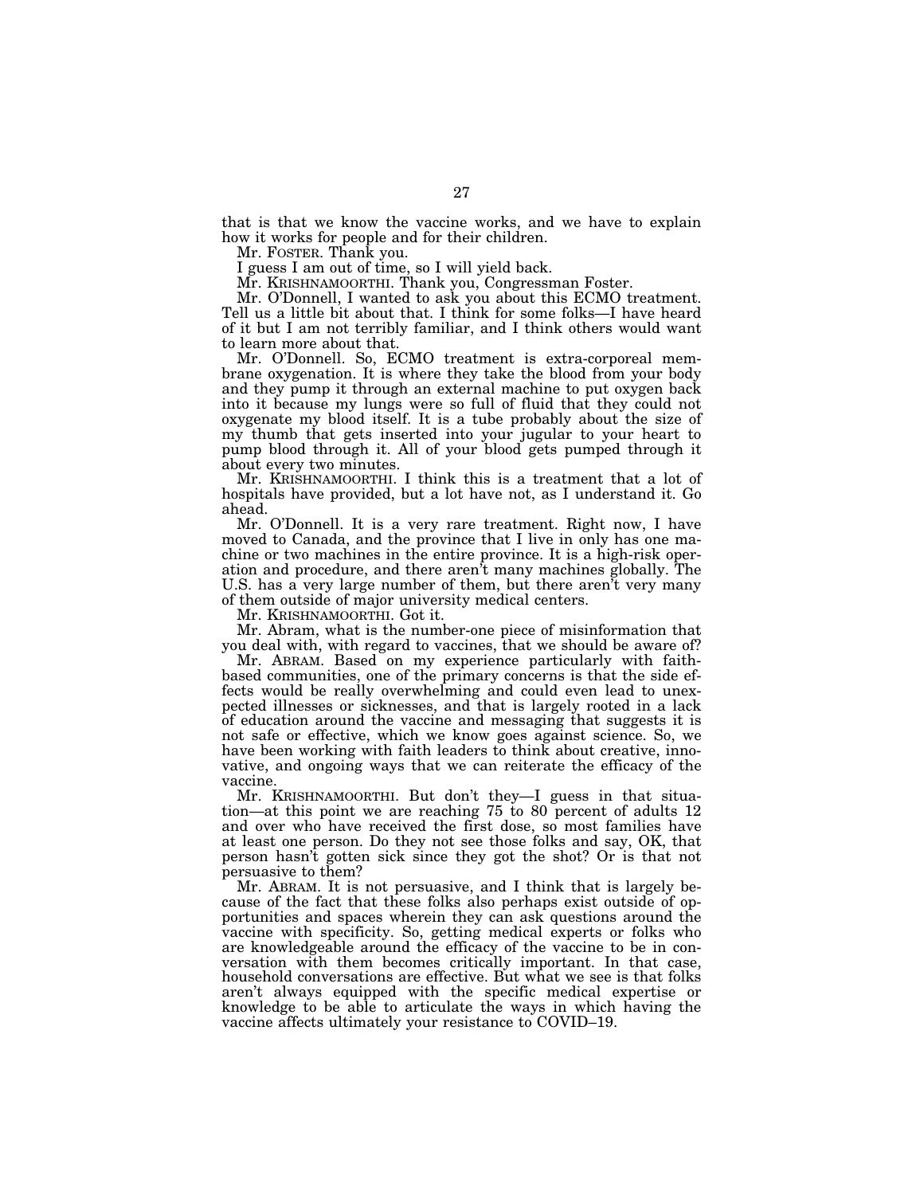that is that we know the vaccine works, and we have to explain how it works for people and for their children.

Mr. FOSTER. Thank you.

I guess I am out of time, so I will yield back.

Mr. KRISHNAMOORTHI. Thank you, Congressman Foster.

Mr. O'Donnell, I wanted to ask you about this ECMO treatment. Tell us a little bit about that. I think for some folks—I have heard of it but I am not terribly familiar, and I think others would want to learn more about that.

Mr. O'Donnell. So, ECMO treatment is extra-corporeal membrane oxygenation. It is where they take the blood from your body and they pump it through an external machine to put oxygen back into it because my lungs were so full of fluid that they could not oxygenate my blood itself. It is a tube probably about the size of my thumb that gets inserted into your jugular to your heart to pump blood through it. All of your blood gets pumped through it about every two minutes.

Mr. KRISHNAMOORTHI. I think this is a treatment that a lot of hospitals have provided, but a lot have not, as I understand it. Go ahead.

Mr. O'Donnell. It is a very rare treatment. Right now, I have moved to Canada, and the province that I live in only has one machine or two machines in the entire province. It is a high-risk operation and procedure, and there aren't many machines globally. The U.S. has a very large number of them, but there aren't very many of them outside of major university medical centers.

Mr. KRISHNAMOORTHI. Got it.

Mr. Abram, what is the number-one piece of misinformation that you deal with, with regard to vaccines, that we should be aware of?

Mr. ABRAM. Based on my experience particularly with faith-based communities, one of the primary concerns is that the side effects would be really overwhelming and could even lead to unexpected illnesses or sicknesses, and that is largely rooted in a lack of education around the vaccine and messaging that suggests it is not safe or effective, which we know goes against science. So, we have been working with faith leaders to think about creative, innovative, and ongoing ways that we can reiterate the efficacy of the vaccine.

Mr. KRISHNAMOORTHI. But don't they—I guess in that situation—at this point we are reaching 75 to 80 percent of adults 12 and over who have received the first dose, so most families have at least one person. Do they not see those folks and say, OK, that person hasn't gotten sick since they got the shot? Or is that not persuasive to them?

Mr. ABRAM. It is not persuasive, and I think that is largely because of the fact that these folks also perhaps exist outside of opportunities and spaces wherein they can ask questions around the vaccine with specificity. So, getting medical experts or folks who are knowledgeable around the efficacy of the vaccine to be in conversation with them becomes critically important. In that case, household conversations are effective. But what we see is that folks aren't always equipped with the specific medical expertise or knowledge to be able to articulate the ways in which having the vaccine affects ultimately your resistance to COVID–19.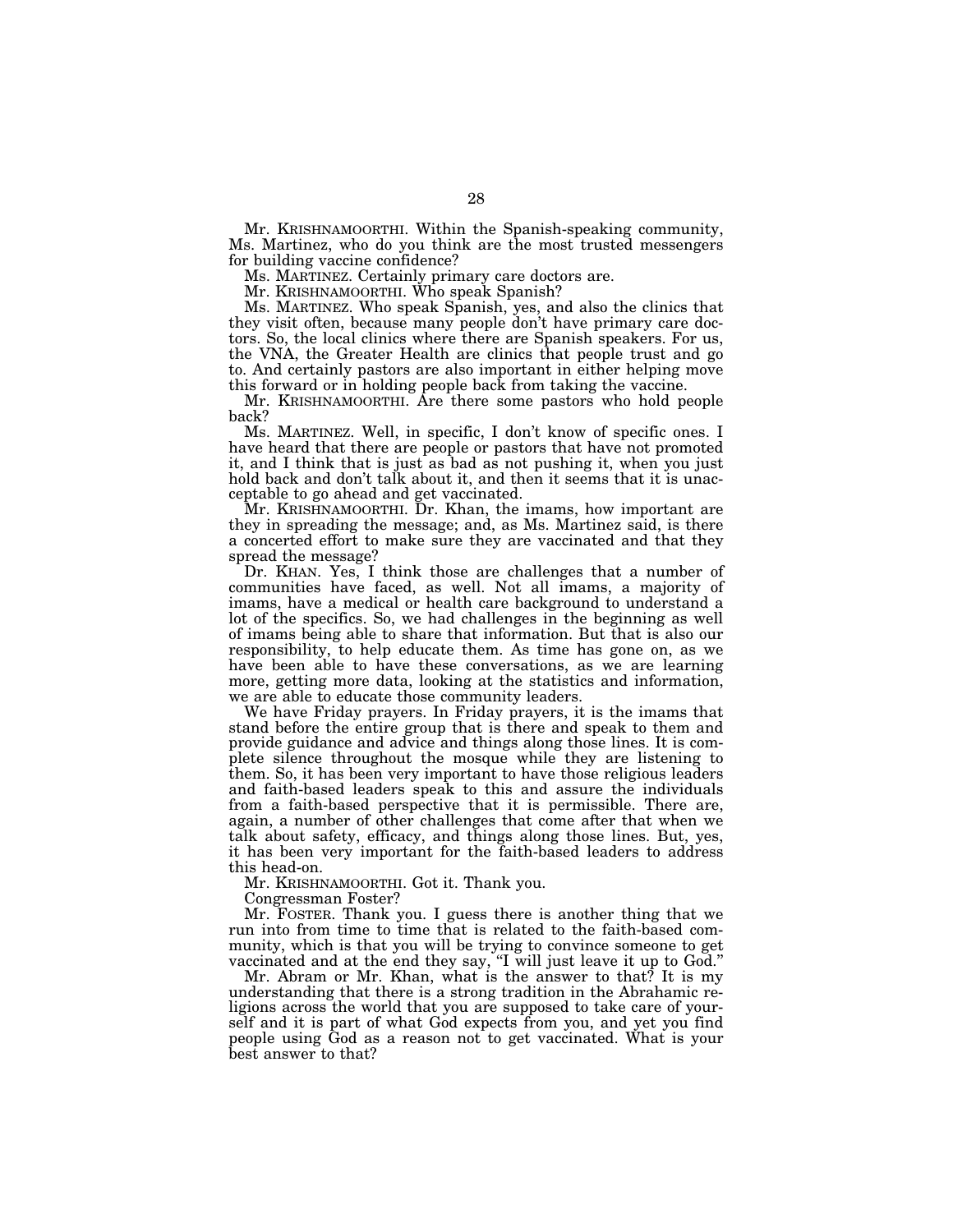Mr. KRISHNAMOORTHI. Within the Spanish-speaking community, Ms. Martinez, who do you think are the most trusted messengers for building vaccine confidence?

Ms. MARTINEZ. Certainly primary care doctors are.

Mr. KRISHNAMOORTHI. Who speak Spanish?

Ms. MARTINEZ. Who speak Spanish, yes, and also the clinics that they visit often, because many people don't have primary care doctors. So, the local clinics where there are Spanish speakers. For us, the VNA, the Greater Health are clinics that people trust and go to. And certainly pastors are also important in either helping move this forward or in holding people back from taking the vaccine.

Mr. KRISHNAMOORTHI. Are there some pastors who hold people back?

Ms. MARTINEZ. Well, in specific, I don't know of specific ones. I have heard that there are people or pastors that have not promoted it, and I think that is just as bad as not pushing it, when you just hold back and don't talk about it, and then it seems that it is unacceptable to go ahead and get vaccinated.

Mr. KRISHNAMOORTHI. Dr. Khan, the imams, how important are they in spreading the message; and, as Ms. Martinez said, is there a concerted effort to make sure they are vaccinated and that they spread the message?

Dr. KHAN. Yes, I think those are challenges that a number of communities have faced, as well. Not all imams, a majority of imams, have a medical or health care background to understand a lot of the specifics. So, we had challenges in the beginning as well of imams being able to share that information. But that is also our responsibility, to help educate them. As time has gone on, as we have been able to have these conversations, as we are learning more, getting more data, looking at the statistics and information, we are able to educate those community leaders.

We have Friday prayers. In Friday prayers, it is the imams that stand before the entire group that is there and speak to them and provide guidance and advice and things along those lines. It is complete silence throughout the mosque while they are listening to them. So, it has been very important to have those religious leaders and faith-based leaders speak to this and assure the individuals from a faith-based perspective that it is permissible. There are, again, a number of other challenges that come after that when we talk about safety, efficacy, and things along those lines. But, yes, it has been very important for the faith-based leaders to address this head-on.

Mr. KRISHNAMOORTHI. Got it. Thank you.

Congressman Foster?

Mr. FOSTER. Thank you. I guess there is another thing that we run into from time to time that is related to the faith-based community, which is that you will be trying to convince someone to get vaccinated and at the end they say, "I will just leave it up to God."

Mr. Abram or Mr. Khan, what is the answer to that? It is my understanding that there is a strong tradition in the Abrahamic religions across the world that you are supposed to take care of yourself and it is part of what God expects from you, and yet you find people using God as a reason not to get vaccinated. What is your best answer to that?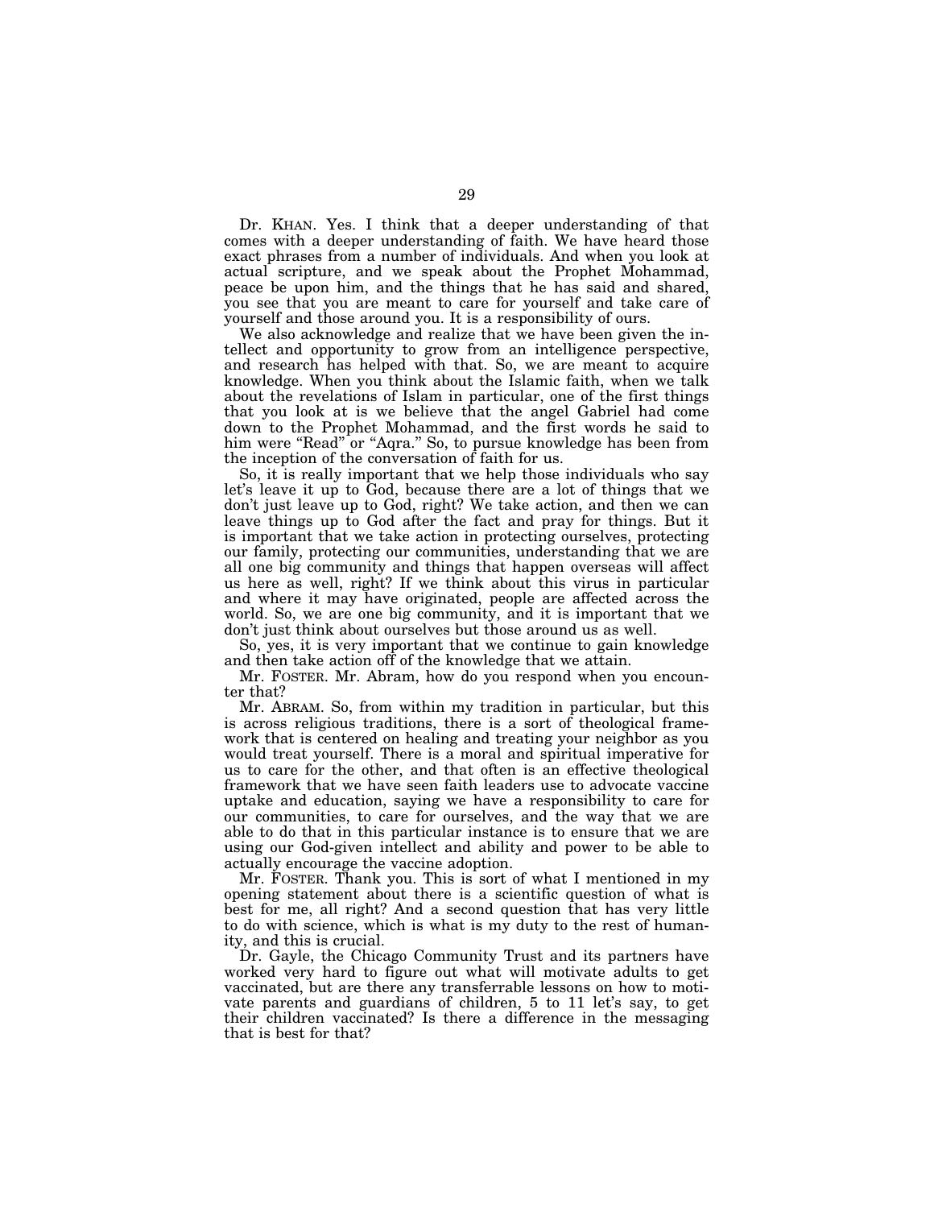Dr. KHAN. Yes. I think that a deeper understanding of that comes with a deeper understanding of faith. We have heard those exact phrases from a number of individuals. And when you look at actual scripture, and we speak about the Prophet Mohammad, peace be upon him, and the things that he has said and shared, you see that you are meant to care for yourself and take care of yourself and those around you. It is a responsibility of ours.

We also acknowledge and realize that we have been given the intellect and opportunity to grow from an intelligence perspective, and research has helped with that. So, we are meant to acquire knowledge. When you think about the Islamic faith, when we talk about the revelations of Islam in particular, one of the first things that you look at is we believe that the angel Gabriel had come down to the Prophet Mohammad, and the first words he said to him were "Read" or "Aqra." So, to pursue knowledge has been from the inception of the conversation of faith for us.

So, it is really important that we help those individuals who say let's leave it up to God, because there are a lot of things that we don't just leave up to God, right? We take action, and then we can leave things up to God after the fact and pray for things. But it is important that we take action in protecting ourselves, protecting our family, protecting our communities, understanding that we are all one big community and things that happen overseas will affect us here as well, right? If we think about this virus in particular and where it may have originated, people are affected across the world. So, we are one big community, and it is important that we don't just think about ourselves but those around us as well.

So, yes, it is very important that we continue to gain knowledge and then take action off of the knowledge that we attain.

Mr. FOSTER. Mr. Abram, how do you respond when you encounter that?

Mr. ABRAM. So, from within my tradition in particular, but this is across religious traditions, there is a sort of theological framework that is centered on healing and treating your neighbor as you would treat yourself. There is a moral and spiritual imperative for us to care for the other, and that often is an effective theological framework that we have seen faith leaders use to advocate vaccine uptake and education, saying we have a responsibility to care for our communities, to care for ourselves, and the way that we are able to do that in this particular instance is to ensure that we are using our God-given intellect and ability and power to be able to actually encourage the vaccine adoption.

Mr. FOSTER. Thank you. This is sort of what I mentioned in my opening statement about there is a scientific question of what is best for me, all right? And a second question that has very little to do with science, which is what is my duty to the rest of humanity, and this is crucial.

Dr. Gayle, the Chicago Community Trust and its partners have worked very hard to figure out what will motivate adults to get vaccinated, but are there any transferrable lessons on how to motivate parents and guardians of children, 5 to 11 let's say, to get their children vaccinated? Is there a difference in the messaging that is best for that?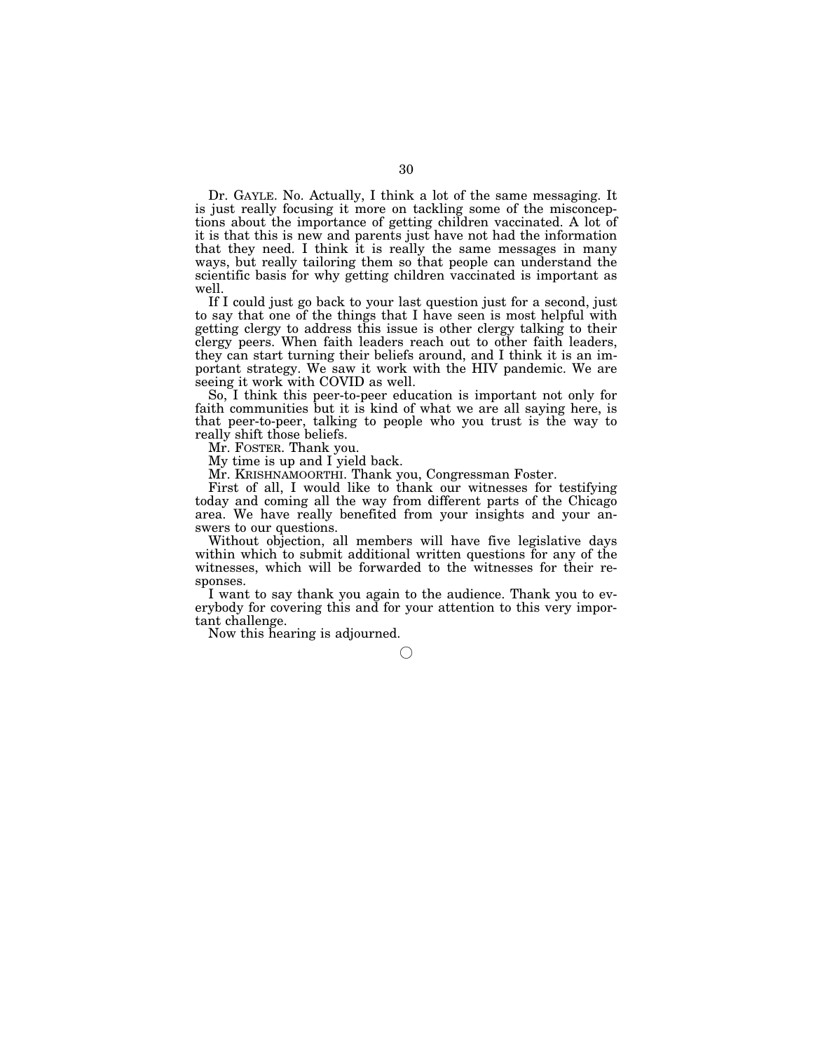Dr. GAYLE. No. Actually, I think a lot of the same messaging. It is just really focusing it more on tackling some of the misconceptions about the importance of getting children vaccinated. A lot of it is that this is new and parents just have not had the information that they need. I think it is really the same messages in many ways, but really tailoring them so that people can understand the scientific basis for why getting children vaccinated is important as well.

If I could just go back to your last question just for a second, just to say that one of the things that I have seen is most helpful with getting clergy to address this issue is other clergy talking to their clergy peers. When faith leaders reach out to other faith leaders, they can start turning their beliefs around, and I think it is an important strategy. We saw it work with the HIV pandemic. We are seeing it work with COVID as well.

So, I think this peer-to-peer education is important not only for faith communities but it is kind of what we are all saying here, is that peer-to-peer, talking to people who you trust is the way to really shift those beliefs.

Mr. FOSTER. Thank you.

My time is up and I yield back.

Mr. KRISHNAMOORTHI. Thank you, Congressman Foster.

First of all, I would like to thank our witnesses for testifying today and coming all the way from different parts of the Chicago area. We have really benefited from your insights and your answers to our questions.

Without objection, all members will have five legislative days within which to submit additional written questions for any of the witnesses, which will be forwarded to the witnesses for their responses.

I want to say thank you again to the audience. Thank you to everybody for covering this and for your attention to this very important challenge.

Now this hearing is adjourned.

○